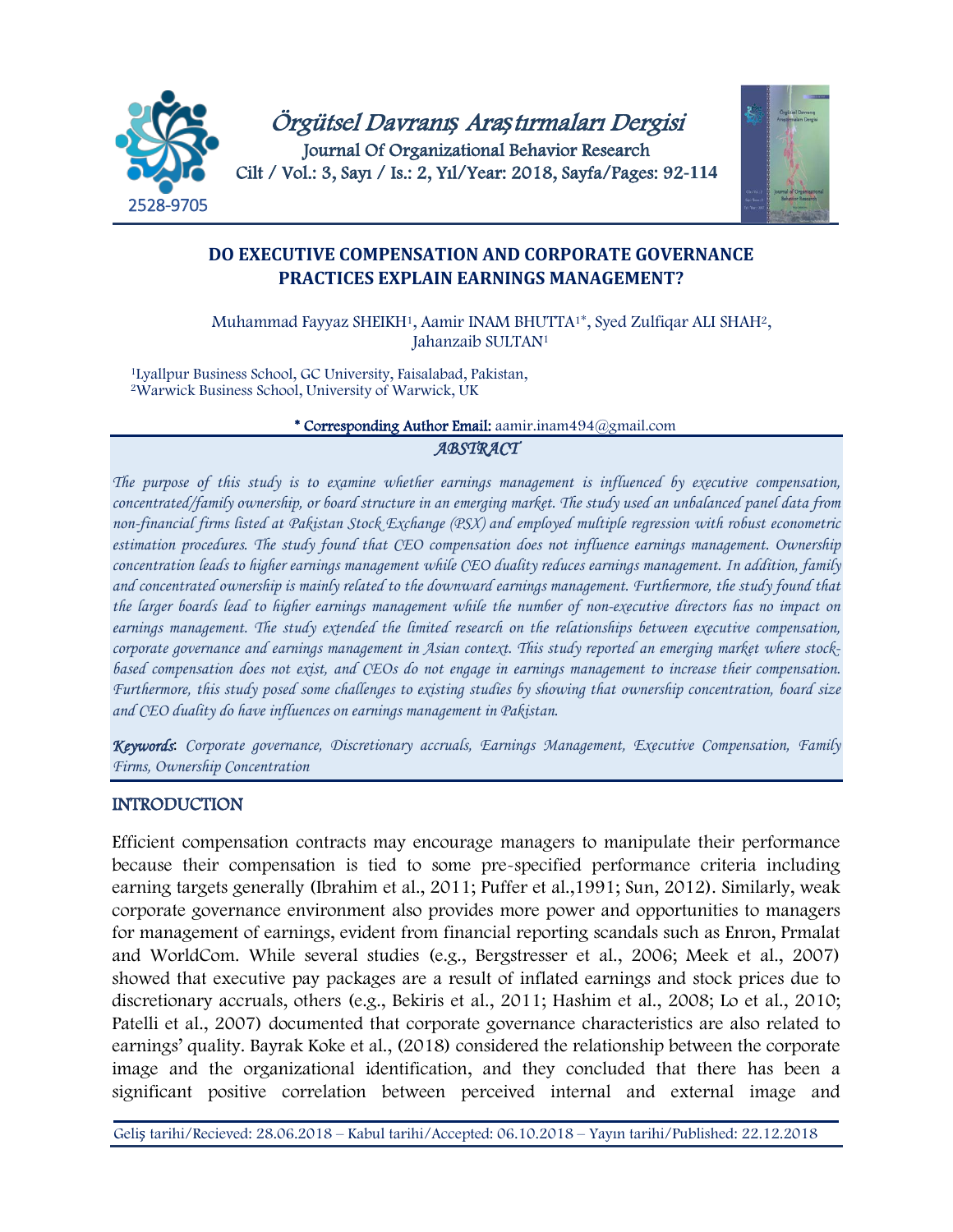# DO EXECUTIVE COMPENSATION AND CORPORATE GOVERNANCE PRACTICES EXPLAIN EARNINGS MANAGEMENT?

Muhammad Fayyaz SHEIKH[1], Aamir INAM BHUTTA[1*], Syed Zulfiqar ALI SHAH[2], Jahanzaib SULTAN[1]

[1]Lyallpur Business School, GC University, Faisalabad, Pakistan,
[2]Warwick Business School, University of Warwick, UK

**\* Corresponding Author Email:** aamir.inam494@gmail.com

## ABSTRACT

*The purpose of this study is to examine whether earnings management is influenced by executive compensation, concentrated/family ownership, or board structure in an emerging market. The study used an unbalanced panel data from non-financial firms listed at Pakistan Stock Exchange (PSX) and employed multiple regression with robust econometric estimation procedures. The study found that CEO compensation does not influence earnings management. Ownership concentration leads to higher earnings management while CEO duality reduces earnings management. In addition, family and concentrated ownership is mainly related to the downward earnings management. Furthermore, the study found that the larger boards lead to higher earnings management while the number of non-executive directors has no impact on earnings management. The study extended the limited research on the relationships between executive compensation, corporate governance and earnings management in Asian context. This study reported an emerging market where stock-based compensation does not exist, and CEOs do not engage in earnings management to increase their compensation. Furthermore, this study posed some challenges to existing studies by showing that ownership concentration, board size and CEO duality do have influences on earnings management in Pakistan.*

***Keywords***: *Corporate governance, Discretionary accruals, Earnings Management, Executive Compensation, Family Firms, Ownership Concentration*

## INTRODUCTION

Efficient compensation contracts may encourage managers to manipulate their performance because their compensation is tied to some pre-specified performance criteria including earning targets generally (Ibrahim et al., 2011; Puffer et al.,1991; Sun, 2012). Similarly, weak corporate governance environment also provides more power and opportunities to managers for management of earnings, evident from financial reporting scandals such as Enron, Prmalat and WorldCom. While several studies (e.g., Bergstresser et al., 2006; Meek et al., 2007) showed that executive pay packages are a result of inflated earnings and stock prices due to discretionary accruals, others (e.g., Bekiris et al., 2011; Hashim et al., 2008; Lo et al., 2010; Patelli et al., 2007) documented that corporate governance characteristics are also related to earnings' quality. Bayrak Koke et al., (2018) considered the relationship between the corporate image and the organizational identification, and they concluded that there has been a significant positive correlation between perceived internal and external image and

Geliş tarihi/Recieved: 28.06.2018 – Kabul tarihi/Accepted: 06.10.2018 – Yayın tarihi/Published: 22.12.2018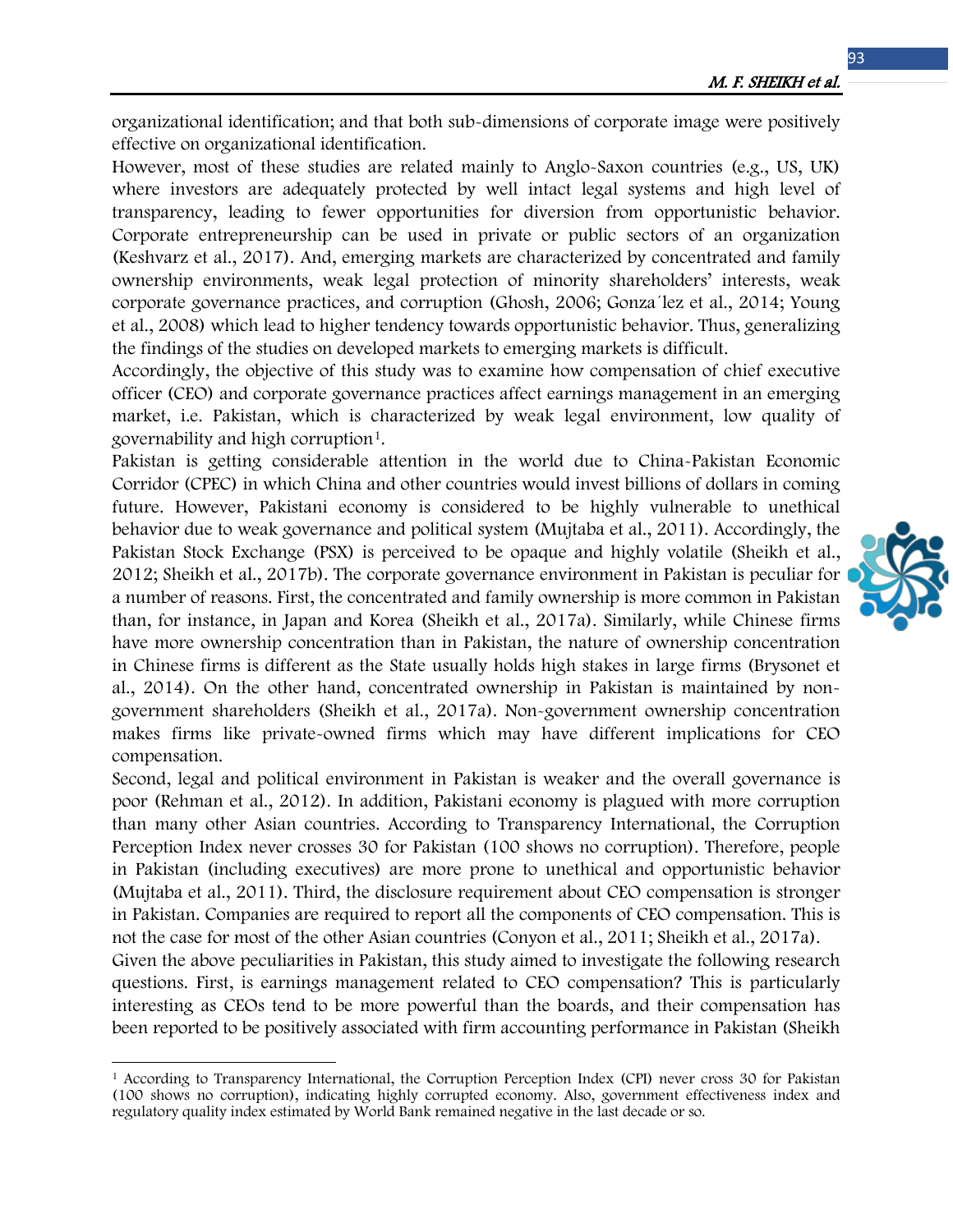organizational identification; and that both sub-dimensions of corporate image were positively effective on organizational identification.

However, most of these studies are related mainly to Anglo-Saxon countries (e.g., US, UK) where investors are adequately protected by well intact legal systems and high level of transparency, leading to fewer opportunities for diversion from opportunistic behavior. Corporate entrepreneurship can be used in private or public sectors of an organization (Keshvarz et al., 2017). And, emerging markets are characterized by concentrated and family ownership environments, weak legal protection of minority shareholders' interests, weak corporate governance practices, and corruption (Ghosh, 2006; Gonza´lez et al., 2014; Young et al., 2008) which lead to higher tendency towards opportunistic behavior. Thus, generalizing the findings of the studies on developed markets to emerging markets is difficult.

Accordingly, the objective of this study was to examine how compensation of chief executive officer (CEO) and corporate governance practices affect earnings management in an emerging market, i.e. Pakistan, which is characterized by weak legal environment, low quality of governability and high corruption[1].

Pakistan is getting considerable attention in the world due to China-Pakistan Economic Corridor (CPEC) in which China and other countries would invest billions of dollars in coming future. However, Pakistani economy is considered to be highly vulnerable to unethical behavior due to weak governance and political system (Mujtaba et al., 2011). Accordingly, the Pakistan Stock Exchange (PSX) is perceived to be opaque and highly volatile (Sheikh et al., 2012; Sheikh et al., 2017b). The corporate governance environment in Pakistan is peculiar for a number of reasons. First, the concentrated and family ownership is more common in Pakistan than, for instance, in Japan and Korea (Sheikh et al., 2017a). Similarly, while Chinese firms have more ownership concentration than in Pakistan, the nature of ownership concentration in Chinese firms is different as the State usually holds high stakes in large firms (Brysonet et al., 2014). On the other hand, concentrated ownership in Pakistan is maintained by non-government shareholders (Sheikh et al., 2017a). Non-government ownership concentration makes firms like private-owned firms which may have different implications for CEO compensation.

Second, legal and political environment in Pakistan is weaker and the overall governance is poor (Rehman et al., 2012). In addition, Pakistani economy is plagued with more corruption than many other Asian countries. According to Transparency International, the Corruption Perception Index never crosses 30 for Pakistan (100 shows no corruption). Therefore, people in Pakistan (including executives) are more prone to unethical and opportunistic behavior (Mujtaba et al., 2011). Third, the disclosure requirement about CEO compensation is stronger in Pakistan. Companies are required to report all the components of CEO compensation. This is not the case for most of the other Asian countries (Conyon et al., 2011; Sheikh et al., 2017a).

Given the above peculiarities in Pakistan, this study aimed to investigate the following research questions. First, is earnings management related to CEO compensation? This is particularly interesting as CEOs tend to be more powerful than the boards, and their compensation has been reported to be positively associated with firm accounting performance in Pakistan (Sheikh

---

[1] According to Transparency International, the Corruption Perception Index (CPI) never cross 30 for Pakistan (100 shows no corruption), indicating highly corrupted economy. Also, government effectiveness index and regulatory quality index estimated by World Bank remained negative in the last decade or so.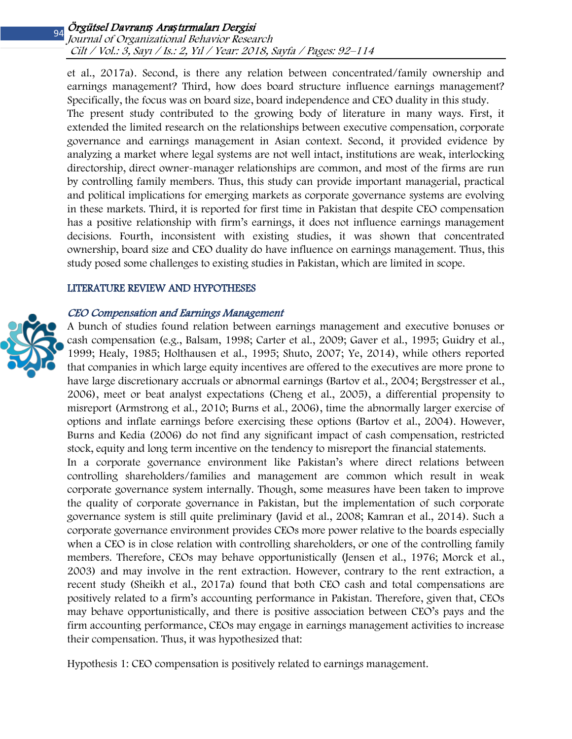et al., 2017a). Second, is there any relation between concentrated/family ownership and earnings management? Third, how does board structure influence earnings management? Specifically, the focus was on board size, board independence and CEO duality in this study.

The present study contributed to the growing body of literature in many ways. First, it extended the limited research on the relationships between executive compensation, corporate governance and earnings management in Asian context. Second, it provided evidence by analyzing a market where legal systems are not well intact, institutions are weak, interlocking directorship, direct owner-manager relationships are common, and most of the firms are run by controlling family members. Thus, this study can provide important managerial, practical and political implications for emerging markets as corporate governance systems are evolving in these markets. Third, it is reported for first time in Pakistan that despite CEO compensation has a positive relationship with firm's earnings, it does not influence earnings management decisions. Fourth, inconsistent with existing studies, it was shown that concentrated ownership, board size and CEO duality do have influence on earnings management. Thus, this study posed some challenges to existing studies in Pakistan, which are limited in scope.

## LITERATURE REVIEW AND HYPOTHESES

### *CEO Compensation and Earnings Management*

A bunch of studies found relation between earnings management and executive bonuses or cash compensation (e.g., Balsam, 1998; Carter et al., 2009; Gaver et al., 1995; Guidry et al., 1999; Healy, 1985; Holthausen et al., 1995; Shuto, 2007; Ye, 2014), while others reported that companies in which large equity incentives are offered to the executives are more prone to have large discretionary accruals or abnormal earnings (Bartov et al., 2004; Bergstresser et al., 2006), meet or beat analyst expectations (Cheng et al., 2005), a differential propensity to misreport (Armstrong et al., 2010; Burns et al., 2006), time the abnormally larger exercise of options and inflate earnings before exercising these options (Bartov et al., 2004). However, Burns and Kedia (2006) do not find any significant impact of cash compensation, restricted stock, equity and long term incentive on the tendency to misreport the financial statements.

In a corporate governance environment like Pakistan's where direct relations between controlling shareholders/families and management are common which result in weak corporate governance system internally. Though, some measures have been taken to improve the quality of corporate governance in Pakistan, but the implementation of such corporate governance system is still quite preliminary (Javid et al., 2008; Kamran et al., 2014). Such a corporate governance environment provides CEOs more power relative to the boards especially when a CEO is in close relation with controlling shareholders, or one of the controlling family members. Therefore, CEOs may behave opportunistically (Jensen et al., 1976; Morck et al., 2003) and may involve in the rent extraction. However, contrary to the rent extraction, a recent study (Sheikh et al., 2017a) found that both CEO cash and total compensations are positively related to a firm's accounting performance in Pakistan. Therefore, given that, CEOs may behave opportunistically, and there is positive association between CEO's pays and the firm accounting performance, CEOs may engage in earnings management activities to increase their compensation. Thus, it was hypothesized that:

Hypothesis 1: CEO compensation is positively related to earnings management.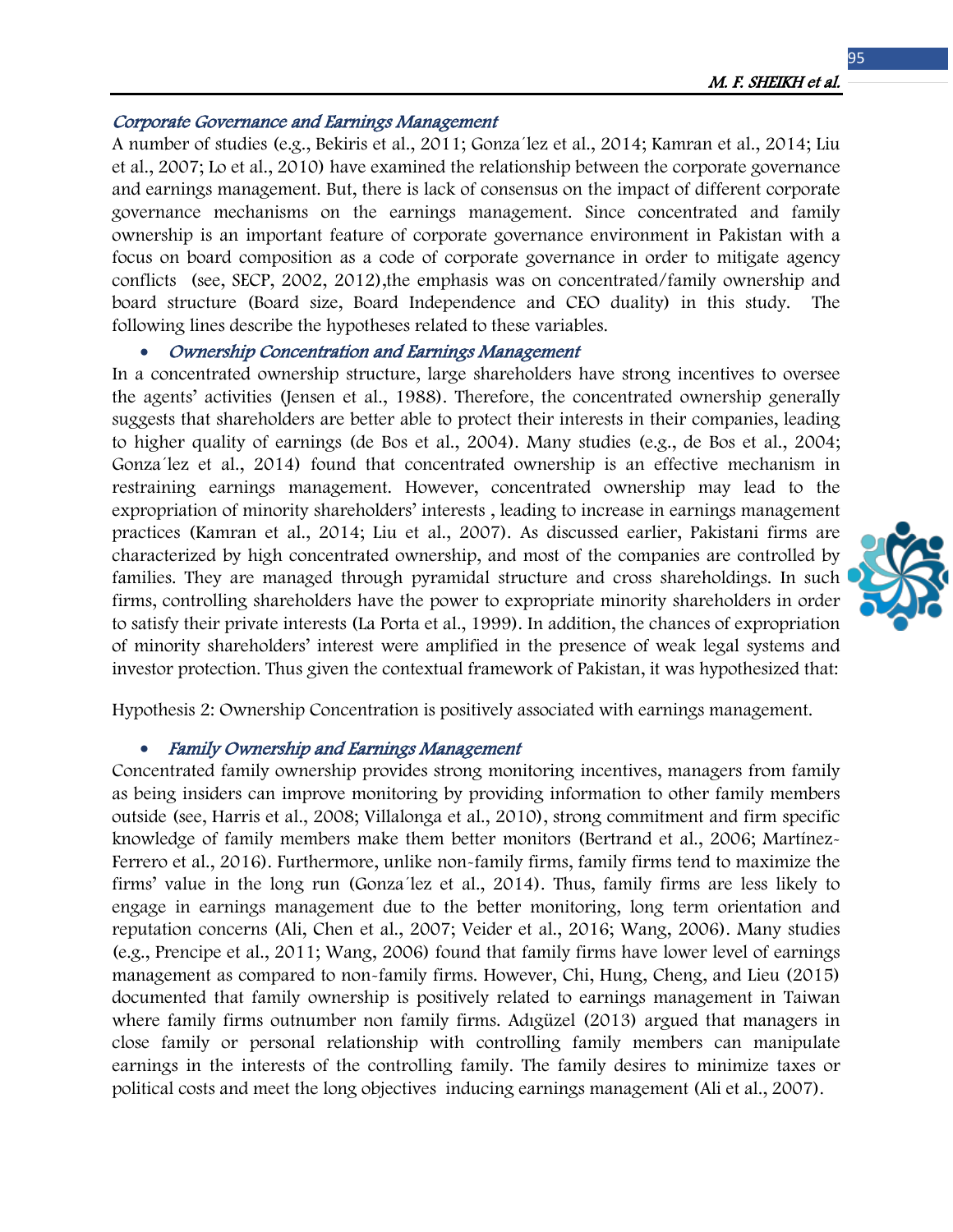*Corporate Governance and Earnings Management*

A number of studies (e.g., Bekiris et al., 2011; Gonza´lez et al., 2014; Kamran et al., 2014; Liu et al., 2007; Lo et al., 2010) have examined the relationship between the corporate governance and earnings management. But, there is lack of consensus on the impact of different corporate governance mechanisms on the earnings management. Since concentrated and family ownership is an important feature of corporate governance environment in Pakistan with a focus on board composition as a code of corporate governance in order to mitigate agency conflicts (see, SECP, 2002, 2012),the emphasis was on concentrated/family ownership and board structure (Board size, Board Independence and CEO duality) in this study. The following lines describe the hypotheses related to these variables.

- *Ownership Concentration and Earnings Management*

In a concentrated ownership structure, large shareholders have strong incentives to oversee the agents' activities (Jensen et al., 1988). Therefore, the concentrated ownership generally suggests that shareholders are better able to protect their interests in their companies, leading to higher quality of earnings (de Bos et al., 2004). Many studies (e.g., de Bos et al., 2004; Gonza´lez et al., 2014) found that concentrated ownership is an effective mechanism in restraining earnings management. However, concentrated ownership may lead to the expropriation of minority shareholders' interests , leading to increase in earnings management practices (Kamran et al., 2014; Liu et al., 2007). As discussed earlier, Pakistani firms are characterized by high concentrated ownership, and most of the companies are controlled by families. They are managed through pyramidal structure and cross shareholdings. In such firms, controlling shareholders have the power to expropriate minority shareholders in order to satisfy their private interests (La Porta et al., 1999). In addition, the chances of expropriation of minority shareholders' interest were amplified in the presence of weak legal systems and investor protection. Thus given the contextual framework of Pakistan, it was hypothesized that:

Hypothesis 2: Ownership Concentration is positively associated with earnings management.

- *Family Ownership and Earnings Management*

Concentrated family ownership provides strong monitoring incentives, managers from family as being insiders can improve monitoring by providing information to other family members outside (see, Harris et al., 2008; Villalonga et al., 2010), strong commitment and firm specific knowledge of family members make them better monitors (Bertrand et al., 2006; Martínez-Ferrero et al., 2016). Furthermore, unlike non-family firms, family firms tend to maximize the firms' value in the long run (Gonza´lez et al., 2014). Thus, family firms are less likely to engage in earnings management due to the better monitoring, long term orientation and reputation concerns (Ali, Chen et al., 2007; Veider et al., 2016; Wang, 2006). Many studies (e.g., Prencipe et al., 2011; Wang, 2006) found that family firms have lower level of earnings management as compared to non-family firms. However, Chi, Hung, Cheng, and Lieu (2015) documented that family ownership is positively related to earnings management in Taiwan where family firms outnumber non family firms. Adıgüzel (2013) argued that managers in close family or personal relationship with controlling family members can manipulate earnings in the interests of the controlling family. The family desires to minimize taxes or political costs and meet the long objectives inducing earnings management (Ali et al., 2007).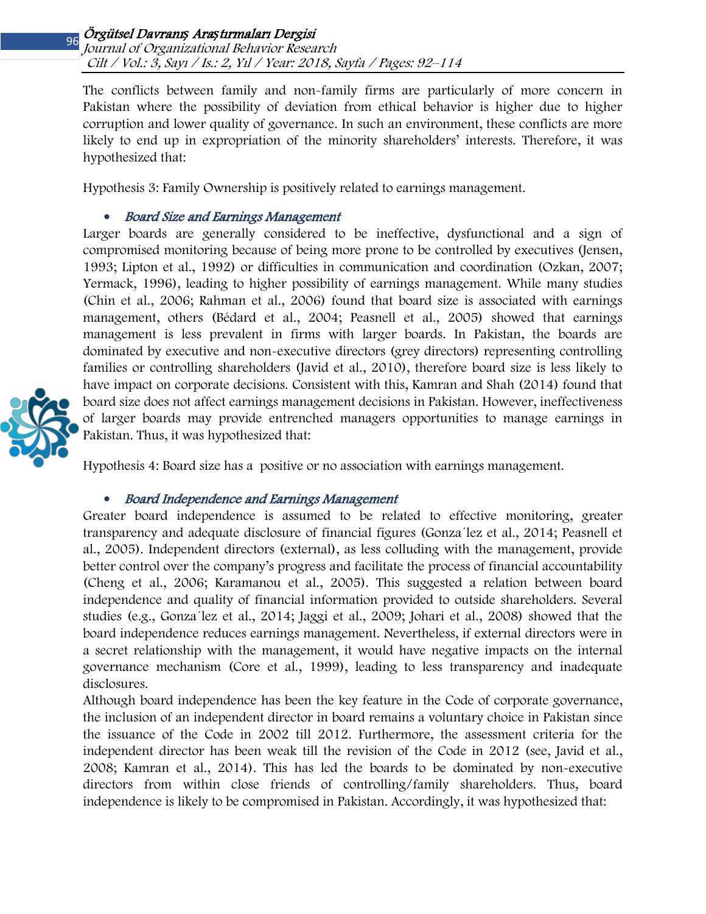The conflicts between family and non-family firms are particularly of more concern in Pakistan where the possibility of deviation from ethical behavior is higher due to higher corruption and lower quality of governance. In such an environment, these conflicts are more likely to end up in expropriation of the minority shareholders' interests. Therefore, it was hypothesized that:

Hypothesis 3: Family Ownership is positively related to earnings management.

- *Board Size and Earnings Management*

Larger boards are generally considered to be ineffective, dysfunctional and a sign of compromised monitoring because of being more prone to be controlled by executives (Jensen, 1993; Lipton et al., 1992) or difficulties in communication and coordination (Ozkan, 2007; Yermack, 1996), leading to higher possibility of earnings management. While many studies (Chin et al., 2006; Rahman et al., 2006) found that board size is associated with earnings management, others (Bédard et al., 2004; Peasnell et al., 2005) showed that earnings management is less prevalent in firms with larger boards. In Pakistan, the boards are dominated by executive and non-executive directors (grey directors) representing controlling families or controlling shareholders (Javid et al., 2010), therefore board size is less likely to have impact on corporate decisions. Consistent with this, Kamran and Shah (2014) found that board size does not affect earnings management decisions in Pakistan. However, ineffectiveness of larger boards may provide entrenched managers opportunities to manage earnings in Pakistan. Thus, it was hypothesized that:

Hypothesis 4: Board size has a positive or no association with earnings management.

- *Board Independence and Earnings Management*

Greater board independence is assumed to be related to effective monitoring, greater transparency and adequate disclosure of financial figures (Gonza´lez et al., 2014; Peasnell et al., 2005). Independent directors (external), as less colluding with the management, provide better control over the company's progress and facilitate the process of financial accountability (Cheng et al., 2006; Karamanou et al., 2005). This suggested a relation between board independence and quality of financial information provided to outside shareholders. Several studies (e.g., Gonza´lez et al., 2014; Jaggi et al., 2009; Johari et al., 2008) showed that the board independence reduces earnings management. Nevertheless, if external directors were in a secret relationship with the management, it would have negative impacts on the internal governance mechanism (Core et al., 1999), leading to less transparency and inadequate disclosures.

Although board independence has been the key feature in the Code of corporate governance, the inclusion of an independent director in board remains a voluntary choice in Pakistan since the issuance of the Code in 2002 till 2012. Furthermore, the assessment criteria for the independent director has been weak till the revision of the Code in 2012 (see, Javid et al., 2008; Kamran et al., 2014). This has led the boards to be dominated by non-executive directors from within close friends of controlling/family shareholders. Thus, board independence is likely to be compromised in Pakistan. Accordingly, it was hypothesized that: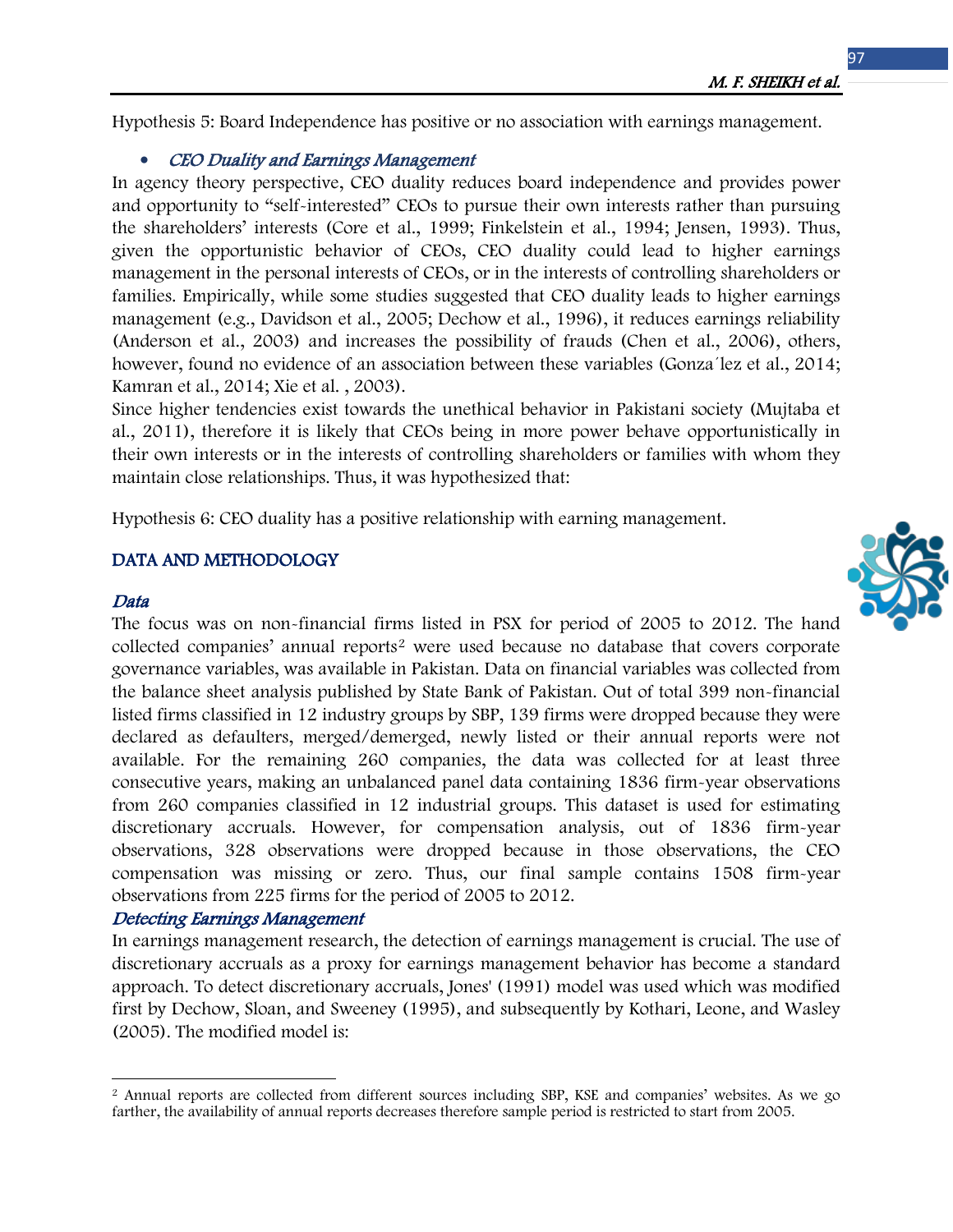Hypothesis 5: Board Independence has positive or no association with earnings management.

- ***CEO Duality and Earnings Management***

In agency theory perspective, CEO duality reduces board independence and provides power and opportunity to "self-interested" CEOs to pursue their own interests rather than pursuing the shareholders' interests (Core et al., 1999; Finkelstein et al., 1994; Jensen, 1993). Thus, given the opportunistic behavior of CEOs, CEO duality could lead to higher earnings management in the personal interests of CEOs, or in the interests of controlling shareholders or families. Empirically, while some studies suggested that CEO duality leads to higher earnings management (e.g., Davidson et al., 2005; Dechow et al., 1996), it reduces earnings reliability (Anderson et al., 2003) and increases the possibility of frauds (Chen et al., 2006), others, however, found no evidence of an association between these variables (Gonza´lez et al., 2014; Kamran et al., 2014; Xie et al. , 2003).

Since higher tendencies exist towards the unethical behavior in Pakistani society (Mujtaba et al., 2011), therefore it is likely that CEOs being in more power behave opportunistically in their own interests or in the interests of controlling shareholders or families with whom they maintain close relationships. Thus, it was hypothesized that:

Hypothesis 6: CEO duality has a positive relationship with earning management.

## DATA AND METHODOLOGY

### *Data*

The focus was on non-financial firms listed in PSX for period of 2005 to 2012. The hand collected companies' annual reports[2] were used because no database that covers corporate governance variables, was available in Pakistan. Data on financial variables was collected from the balance sheet analysis published by State Bank of Pakistan. Out of total 399 non-financial listed firms classified in 12 industry groups by SBP, 139 firms were dropped because they were declared as defaulters, merged/demerged, newly listed or their annual reports were not available. For the remaining 260 companies, the data was collected for at least three consecutive years, making an unbalanced panel data containing 1836 firm-year observations from 260 companies classified in 12 industrial groups. This dataset is used for estimating discretionary accruals. However, for compensation analysis, out of 1836 firm-year observations, 328 observations were dropped because in those observations, the CEO compensation was missing or zero. Thus, our final sample contains 1508 firm-year observations from 225 firms for the period of 2005 to 2012.

### *Detecting Earnings Management*

In earnings management research, the detection of earnings management is crucial. The use of discretionary accruals as a proxy for earnings management behavior has become a standard approach. To detect discretionary accruals, Jones' (1991) model was used which was modified first by Dechow, Sloan, and Sweeney (1995), and subsequently by Kothari, Leone, and Wasley (2005). The modified model is:

---

[2] Annual reports are collected from different sources including SBP, KSE and companies' websites. As we go farther, the availability of annual reports decreases therefore sample period is restricted to start from 2005.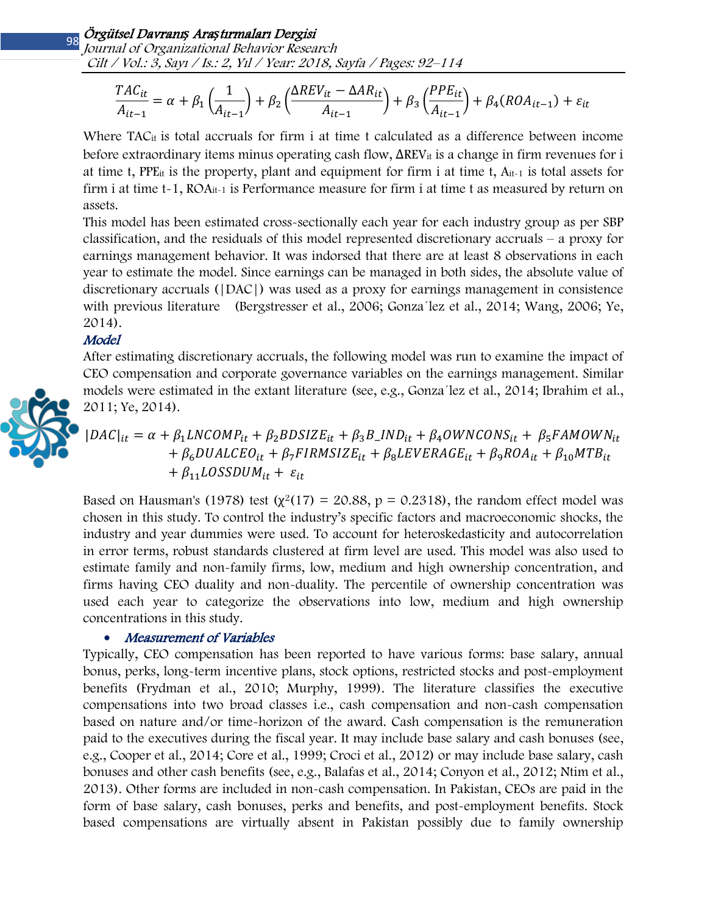$$\frac{TAC_{it}}{A_{it-1}} = \alpha + \beta_1 \left(\frac{1}{A_{it-1}}\right) + \beta_2 \left(\frac{\Delta REV_{it} - \Delta AR_{it}}{A_{it-1}}\right) + \beta_3 \left(\frac{PPE_{it}}{A_{it-1}}\right) + \beta_4 (ROA_{it-1}) + \varepsilon_{it}$$

Where $TAC_{it}$ is total accruals for firm i at time t calculated as a difference between income before extraordinary items minus operating cash flow, $\Delta REV_{it}$ is a change in firm revenues for i at time t, $PPE_{it}$ is the property, plant and equipment for firm i at time t, $A_{it-1}$ is total assets for firm i at time t-1, $ROA_{it-1}$ is Performance measure for firm i at time t as measured by return on assets.

This model has been estimated cross-sectionally each year for each industry group as per SBP classification, and the residuals of this model represented discretionary accruals – a proxy for earnings management behavior. It was indorsed that there are at least 8 observations in each year to estimate the model. Since earnings can be managed in both sides, the absolute value of discretionary accruals (|DAC|) was used as a proxy for earnings management in consistence with previous literature (Bergstresser et al., 2006; Gonza´lez et al., 2014; Wang, 2006; Ye, 2014).

### *Model*

After estimating discretionary accruals, the following model was run to examine the impact of CEO compensation and corporate governance variables on the earnings management. Similar models were estimated in the extant literature (see, e.g., Gonza´lez et al., 2014; Ibrahim et al., 2011; Ye, 2014).

$$|DAC|_{it} = \alpha + \beta_1 LNCOMP_{it} + \beta_2 BDSIZE_{it} + \beta_3 B\_IND_{it} + \beta_4 OWNCONS_{it} + \beta_5 FAMOWN_{it} + \beta_6 DUALCEO_{it} + \beta_7 FIRMSIZE_{it} + \beta_8 LEVERAGE_{it} + \beta_9 ROA_{it} + \beta_{10} MTB_{it} + \beta_{11} LOSSDUM_{it} + \varepsilon_{it}$$

Based on Hausman's (1978) test ($\chi^2(17) = 20.88$, $p = 0.2318$), the random effect model was chosen in this study. To control the industry's specific factors and macroeconomic shocks, the industry and year dummies were used. To account for heteroskedasticity and autocorrelation in error terms, robust standards clustered at firm level are used. This model was also used to estimate family and non-family firms, low, medium and high ownership concentration, and firms having CEO duality and non-duality. The percentile of ownership concentration was used each year to categorize the observations into low, medium and high ownership concentrations in this study.

- ***Measurement of Variables***

Typically, CEO compensation has been reported to have various forms: base salary, annual bonus, perks, long-term incentive plans, stock options, restricted stocks and post-employment benefits (Frydman et al., 2010; Murphy, 1999). The literature classifies the executive compensations into two broad classes i.e., cash compensation and non-cash compensation based on nature and/or time-horizon of the award. Cash compensation is the remuneration paid to the executives during the fiscal year. It may include base salary and cash bonuses (see, e.g., Cooper et al., 2014; Core et al., 1999; Croci et al., 2012) or may include base salary, cash bonuses and other cash benefits (see, e.g., Balafas et al., 2014; Conyon et al., 2012; Ntim et al., 2013). Other forms are included in non-cash compensation. In Pakistan, CEOs are paid in the form of base salary, cash bonuses, perks and benefits, and post-employment benefits. Stock based compensations are virtually absent in Pakistan possibly due to family ownership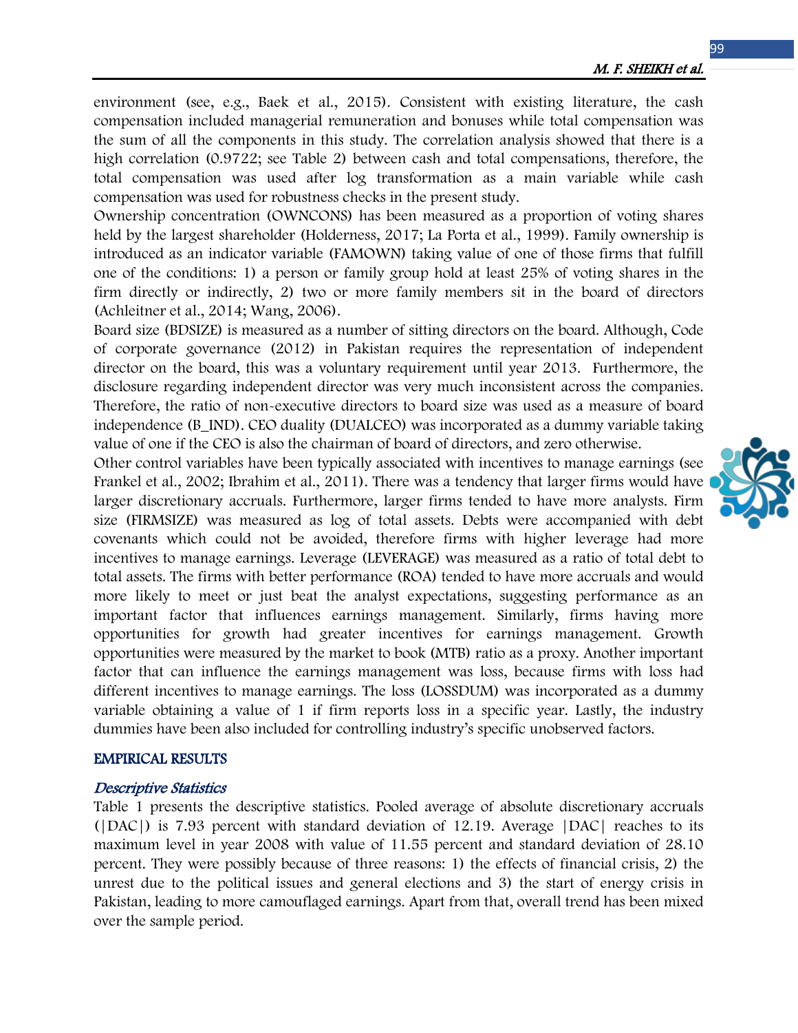environment (see, e.g., Baek et al., 2015). Consistent with existing literature, the cash compensation included managerial remuneration and bonuses while total compensation was the sum of all the components in this study. The correlation analysis showed that there is a high correlation (0.9722; see Table 2) between cash and total compensations, therefore, the total compensation was used after log transformation as a main variable while cash compensation was used for robustness checks in the present study.

Ownership concentration (OWNCONS) has been measured as a proportion of voting shares held by the largest shareholder (Holderness, 2017; La Porta et al., 1999). Family ownership is introduced as an indicator variable (FAMOWN) taking value of one of those firms that fulfill one of the conditions: 1) a person or family group hold at least 25% of voting shares in the firm directly or indirectly, 2) two or more family members sit in the board of directors (Achleitner et al., 2014; Wang, 2006).

Board size (BDSIZE) is measured as a number of sitting directors on the board. Although, Code of corporate governance (2012) in Pakistan requires the representation of independent director on the board, this was a voluntary requirement until year 2013. Furthermore, the disclosure regarding independent director was very much inconsistent across the companies. Therefore, the ratio of non-executive directors to board size was used as a measure of board independence (B_IND). CEO duality (DUALCEO) was incorporated as a dummy variable taking value of one if the CEO is also the chairman of board of directors, and zero otherwise.

Other control variables have been typically associated with incentives to manage earnings (see Frankel et al., 2002; Ibrahim et al., 2011). There was a tendency that larger firms would have larger discretionary accruals. Furthermore, larger firms tended to have more analysts. Firm size (FIRMSIZE) was measured as log of total assets. Debts were accompanied with debt covenants which could not be avoided, therefore firms with higher leverage had more incentives to manage earnings. Leverage (LEVERAGE) was measured as a ratio of total debt to total assets. The firms with better performance (ROA) tended to have more accruals and would more likely to meet or just beat the analyst expectations, suggesting performance as an important factor that influences earnings management. Similarly, firms having more opportunities for growth had greater incentives for earnings management. Growth opportunities were measured by the market to book (MTB) ratio as a proxy. Another important factor that can influence the earnings management was loss, because firms with loss had different incentives to manage earnings. The loss (LOSSDUM) was incorporated as a dummy variable obtaining a value of 1 if firm reports loss in a specific year. Lastly, the industry dummies have been also included for controlling industry's specific unobserved factors.

## EMPIRICAL RESULTS

### *Descriptive Statistics*

Table 1 presents the descriptive statistics. Pooled average of absolute discretionary accruals (|DAC|) is 7.93 percent with standard deviation of 12.19. Average |DAC| reaches to its maximum level in year 2008 with value of 11.55 percent and standard deviation of 28.10 percent. They were possibly because of three reasons: 1) the effects of financial crisis, 2) the unrest due to the political issues and general elections and 3) the start of energy crisis in Pakistan, leading to more camouflaged earnings. Apart from that, overall trend has been mixed over the sample period.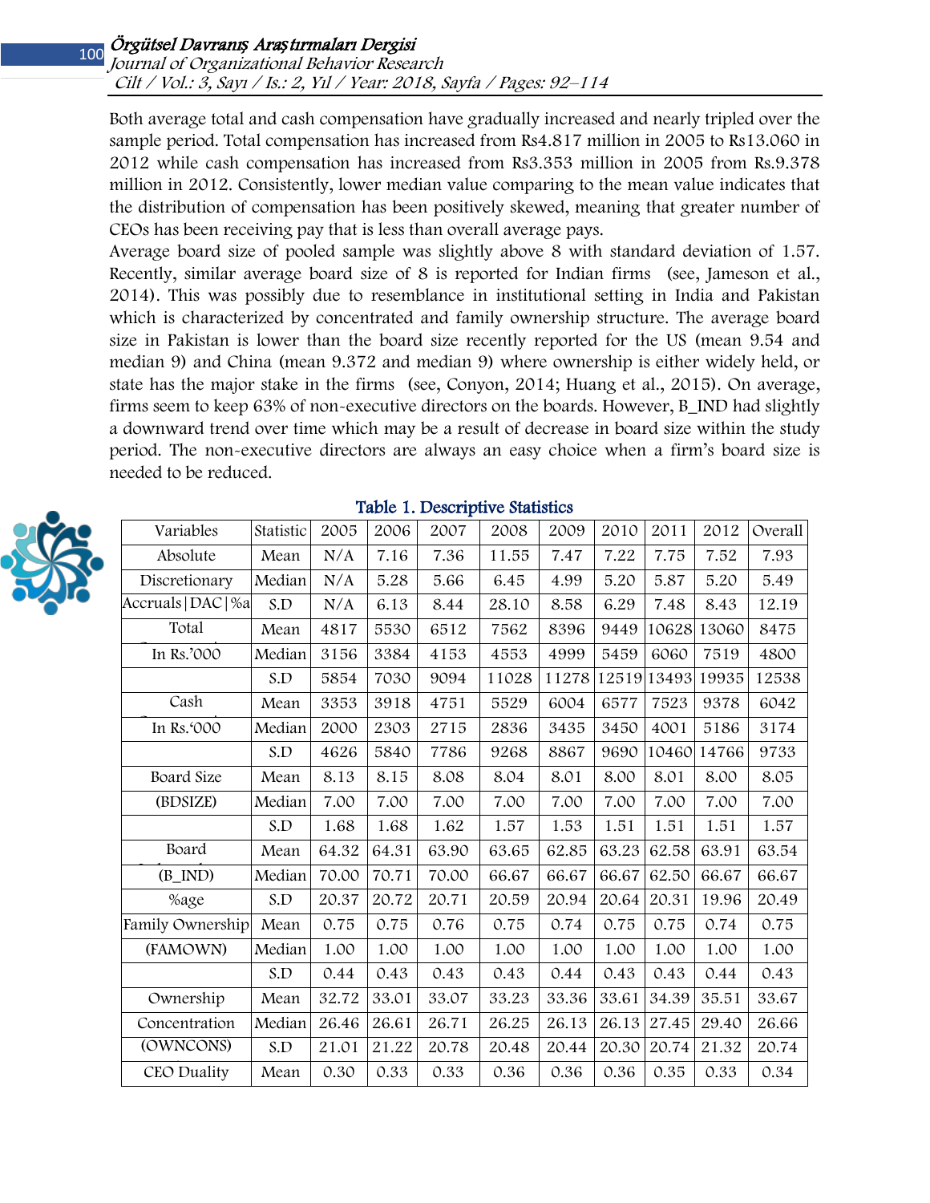Both average total and cash compensation have gradually increased and nearly tripled over the sample period. Total compensation has increased from Rs4.817 million in 2005 to Rs13.060 in 2012 while cash compensation has increased from Rs3.353 million in 2005 from Rs.9.378 million in 2012. Consistently, lower median value comparing to the mean value indicates that the distribution of compensation has been positively skewed, meaning that greater number of CEOs has been receiving pay that is less than overall average pays.

Average board size of pooled sample was slightly above 8 with standard deviation of 1.57. Recently, similar average board size of 8 is reported for Indian firms (see, Jameson et al., 2014). This was possibly due to resemblance in institutional setting in India and Pakistan which is characterized by concentrated and family ownership structure. The average board size in Pakistan is lower than the board size recently reported for the US (mean 9.54 and median 9) and China (mean 9.372 and median 9) where ownership is either widely held, or state has the major stake in the firms (see, Conyon, 2014; Huang et al., 2015). On average, firms seem to keep 63% of non-executive directors on the boards. However, B_IND had slightly a downward trend over time which may be a result of decrease in board size within the study period. The non-executive directors are always an easy choice when a firm's board size is needed to be reduced.

**Table 1. Descriptive Statistics**

| Variables | Statistic | 2005 | 2006 | 2007 | 2008 | 2009 | 2010 | 2011 | 2012 | Overall |
|---|---|---|---|---|---|---|---|---|---|---|
| Absolute | Mean | N/A | 7.16 | 7.36 | 11.55 | 7.47 | 7.22 | 7.75 | 7.52 | 7.93 |
| Discretionary | Median | N/A | 5.28 | 5.66 | 6.45 | 4.99 | 5.20 | 5.87 | 5.20 | 5.49 |
| Accruals\|DAC\|%a | S.D | N/A | 6.13 | 8.44 | 28.10 | 8.58 | 6.29 | 7.48 | 8.43 | 12.19 |
| Total | Mean | 4817 | 5530 | 6512 | 7562 | 8396 | 9449 | 10628 | 13060 | 8475 |
| In Rs.'000 | Median | 3156 | 3384 | 4153 | 4553 | 4999 | 5459 | 6060 | 7519 | 4800 |
| | S.D | 5854 | 7030 | 9094 | 11028 | 11278 | 12519 | 13493 | 19935 | 12538 |
| Cash | Mean | 3353 | 3918 | 4751 | 5529 | 6004 | 6577 | 7523 | 9378 | 6042 |
| In Rs.'000 | Median | 2000 | 2303 | 2715 | 2836 | 3435 | 3450 | 4001 | 5186 | 3174 |
| | S.D | 4626 | 5840 | 7786 | 9268 | 8867 | 9690 | 10460 | 14766 | 9733 |
| Board Size | Mean | 8.13 | 8.15 | 8.08 | 8.04 | 8.01 | 8.00 | 8.01 | 8.00 | 8.05 |
| (BDSIZE) | Median | 7.00 | 7.00 | 7.00 | 7.00 | 7.00 | 7.00 | 7.00 | 7.00 | 7.00 |
| | S.D | 1.68 | 1.68 | 1.62 | 1.57 | 1.53 | 1.51 | 1.51 | 1.51 | 1.57 |
| Board | Mean | 64.32 | 64.31 | 63.90 | 63.65 | 62.85 | 63.23 | 62.58 | 63.91 | 63.54 |
| (B_IND) | Median | 70.00 | 70.71 | 70.00 | 66.67 | 66.67 | 66.67 | 62.50 | 66.67 | 66.67 |
| %age | S.D | 20.37 | 20.72 | 20.71 | 20.59 | 20.94 | 20.64 | 20.31 | 19.96 | 20.49 |
| Family Ownership | Mean | 0.75 | 0.75 | 0.76 | 0.75 | 0.74 | 0.75 | 0.75 | 0.74 | 0.75 |
| (FAMOWN) | Median | 1.00 | 1.00 | 1.00 | 1.00 | 1.00 | 1.00 | 1.00 | 1.00 | 1.00 |
| | S.D | 0.44 | 0.43 | 0.43 | 0.43 | 0.44 | 0.43 | 0.43 | 0.44 | 0.43 |
| Ownership | Mean | 32.72 | 33.01 | 33.07 | 33.23 | 33.36 | 33.61 | 34.39 | 35.51 | 33.67 |
| Concentration | Median | 26.46 | 26.61 | 26.71 | 26.25 | 26.13 | 26.13 | 27.45 | 29.40 | 26.66 |
| (OWNCONS) | S.D | 21.01 | 21.22 | 20.78 | 20.48 | 20.44 | 20.30 | 20.74 | 21.32 | 20.74 |
| CEO Duality | Mean | 0.30 | 0.33 | 0.33 | 0.36 | 0.36 | 0.36 | 0.35 | 0.33 | 0.34 |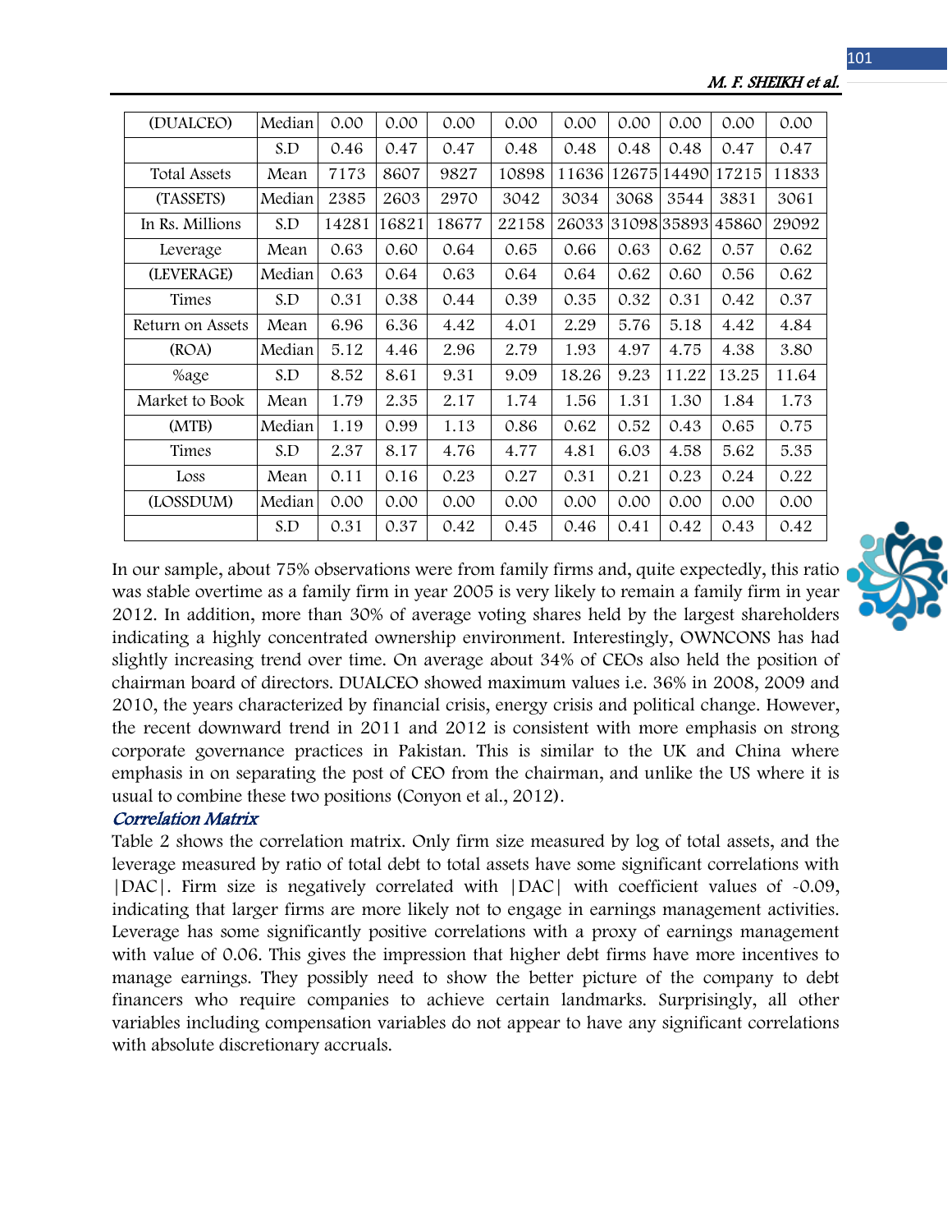| (DUALCEO) | Median | 0.00 | 0.00 | 0.00 | 0.00 | 0.00 | 0.00 | 0.00 | 0.00 | 0.00 |
|---|---|---|---|---|---|---|---|---|---|---|
| | S.D | 0.46 | 0.47 | 0.47 | 0.48 | 0.48 | 0.48 | 0.48 | 0.47 | 0.47 |
| Total Assets | Mean | 7173 | 8607 | 9827 | 10898 | 11636 | 12675 | 14490 | 17215 | 11833 |
| (TASSETS) | Median | 2385 | 2603 | 2970 | 3042 | 3034 | 3068 | 3544 | 3831 | 3061 |
| In Rs. Millions | S.D | 14281 | 16821 | 18677 | 22158 | 26033 | 31098 | 35893 | 45860 | 29092 |
| Leverage | Mean | 0.63 | 0.60 | 0.64 | 0.65 | 0.66 | 0.63 | 0.62 | 0.57 | 0.62 |
| (LEVERAGE) | Median | 0.63 | 0.64 | 0.63 | 0.64 | 0.64 | 0.62 | 0.60 | 0.56 | 0.62 |
| Times | S.D | 0.31 | 0.38 | 0.44 | 0.39 | 0.35 | 0.32 | 0.31 | 0.42 | 0.37 |
| Return on Assets | Mean | 6.96 | 6.36 | 4.42 | 4.01 | 2.29 | 5.76 | 5.18 | 4.42 | 4.84 |
| (ROA) | Median | 5.12 | 4.46 | 2.96 | 2.79 | 1.93 | 4.97 | 4.75 | 4.38 | 3.80 |
| %age | S.D | 8.52 | 8.61 | 9.31 | 9.09 | 18.26 | 9.23 | 11.22 | 13.25 | 11.64 |
| Market to Book | Mean | 1.79 | 2.35 | 2.17 | 1.74 | 1.56 | 1.31 | 1.30 | 1.84 | 1.73 |
| (MTB) | Median | 1.19 | 0.99 | 1.13 | 0.86 | 0.62 | 0.52 | 0.43 | 0.65 | 0.75 |
| Times | S.D | 2.37 | 8.17 | 4.76 | 4.77 | 4.81 | 6.03 | 4.58 | 5.62 | 5.35 |
| Loss | Mean | 0.11 | 0.16 | 0.23 | 0.27 | 0.31 | 0.21 | 0.23 | 0.24 | 0.22 |
| (LOSSDUM) | Median | 0.00 | 0.00 | 0.00 | 0.00 | 0.00 | 0.00 | 0.00 | 0.00 | 0.00 |
| | S.D | 0.31 | 0.37 | 0.42 | 0.45 | 0.46 | 0.41 | 0.42 | 0.43 | 0.42 |

In our sample, about 75% observations were from family firms and, quite expectedly, this ratio was stable overtime as a family firm in year 2005 is very likely to remain a family firm in year 2012. In addition, more than 30% of average voting shares held by the largest shareholders indicating a highly concentrated ownership environment. Interestingly, OWNCONS has had slightly increasing trend over time. On average about 34% of CEOs also held the position of chairman board of directors. DUALCEO showed maximum values i.e. 36% in 2008, 2009 and 2010, the years characterized by financial crisis, energy crisis and political change. However, the recent downward trend in 2011 and 2012 is consistent with more emphasis on strong corporate governance practices in Pakistan. This is similar to the UK and China where emphasis in on separating the post of CEO from the chairman, and unlike the US where it is usual to combine these two positions (Conyon et al., 2012).

### *Correlation Matrix*

Table 2 shows the correlation matrix. Only firm size measured by log of total assets, and the leverage measured by ratio of total debt to total assets have some significant correlations with |DAC|. Firm size is negatively correlated with |DAC| with coefficient values of -0.09, indicating that larger firms are more likely not to engage in earnings management activities. Leverage has some significantly positive correlations with a proxy of earnings management with value of 0.06. This gives the impression that higher debt firms have more incentives to manage earnings. They possibly need to show the better picture of the company to debt financers who require companies to achieve certain landmarks. Surprisingly, all other variables including compensation variables do not appear to have any significant correlations with absolute discretionary accruals.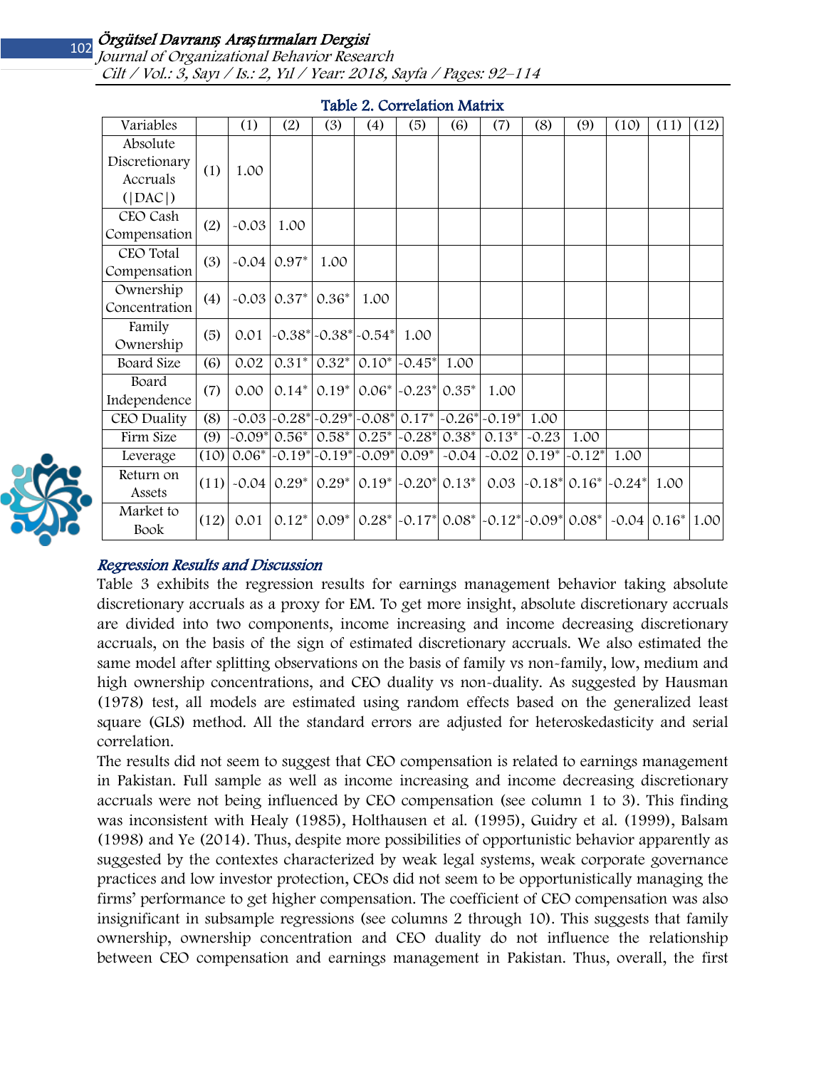**Table 2. Correlation Matrix**

| Variables | | (1) | (2) | (3) | (4) | (5) | (6) | (7) | (8) | (9) | (10) | (11) | (12) |
|---|---|---|---|---|---|---|---|---|---|---|---|---|---|
| Absolute Discretionary Accruals (\|DAC\|) | (1) | 1.00 | | | | | | | | | | | |
| CEO Cash Compensation | (2) | -0.03 | 1.00 | | | | | | | | | | |
| CEO Total Compensation | (3) | -0.04 | 0.97* | 1.00 | | | | | | | | | |
| Ownership Concentration | (4) | -0.03 | 0.37* | 0.36* | 1.00 | | | | | | | | |
| Family Ownership | (5) | 0.01 | -0.38* | -0.38* | -0.54* | 1.00 | | | | | | | |
| Board Size | (6) | 0.02 | 0.31* | 0.32* | 0.10* | -0.45* | 1.00 | | | | | | |
| Board Independence | (7) | 0.00 | 0.14* | 0.19* | 0.06* | -0.23* | 0.35* | 1.00 | | | | | |
| CEO Duality | (8) | -0.03 | -0.28* | -0.29* | -0.08* | 0.17* | -0.26* | -0.19* | 1.00 | | | | |
| Firm Size | (9) | -0.09* | 0.56* | 0.58* | 0.25* | -0.28* | 0.38* | 0.13* | -0.23 | 1.00 | | | |
| Leverage | (10) | 0.06* | -0.19* | -0.19* | -0.09* | 0.09* | -0.04 | -0.02 | 0.19* | -0.12* | 1.00 | | |
| Return on Assets | (11) | -0.04 | 0.29* | 0.29* | 0.19* | -0.20* | 0.13* | 0.03 | -0.18* | 0.16* | -0.24* | 1.00 | |
| Market to Book | (12) | 0.01 | 0.12* | 0.09* | 0.28* | -0.17* | 0.08* | -0.12* | -0.09* | 0.08* | -0.04 | 0.16* | 1.00 |

## Regression Results and Discussion

Table 3 exhibits the regression results for earnings management behavior taking absolute discretionary accruals as a proxy for EM. To get more insight, absolute discretionary accruals are divided into two components, income increasing and income decreasing discretionary accruals, on the basis of the sign of estimated discretionary accruals. We also estimated the same model after splitting observations on the basis of family vs non-family, low, medium and high ownership concentrations, and CEO duality vs non-duality. As suggested by Hausman (1978) test, all models are estimated using random effects based on the generalized least square (GLS) method. All the standard errors are adjusted for heteroskedasticity and serial correlation.

The results did not seem to suggest that CEO compensation is related to earnings management in Pakistan. Full sample as well as income increasing and income decreasing discretionary accruals were not being influenced by CEO compensation (see column 1 to 3). This finding was inconsistent with Healy (1985), Holthausen et al. (1995), Guidry et al. (1999), Balsam (1998) and Ye (2014). Thus, despite more possibilities of opportunistic behavior apparently as suggested by the contextes characterized by weak legal systems, weak corporate governance practices and low investor protection, CEOs did not seem to be opportunistically managing the firms' performance to get higher compensation. The coefficient of CEO compensation was also insignificant in subsample regressions (see columns 2 through 10). This suggests that family ownership, ownership concentration and CEO duality do not influence the relationship between CEO compensation and earnings management in Pakistan. Thus, overall, the first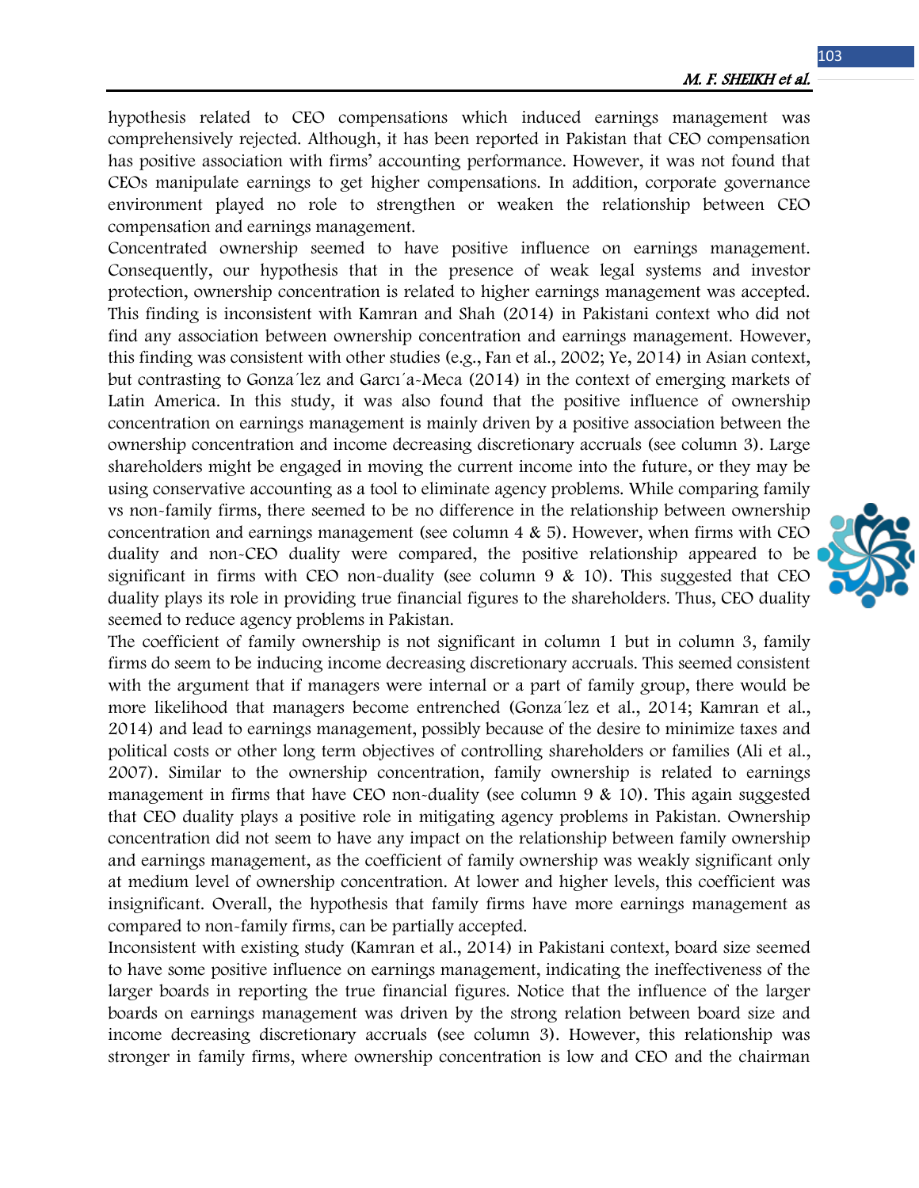hypothesis related to CEO compensations which induced earnings management was comprehensively rejected. Although, it has been reported in Pakistan that CEO compensation has positive association with firms' accounting performance. However, it was not found that CEOs manipulate earnings to get higher compensations. In addition, corporate governance environment played no role to strengthen or weaken the relationship between CEO compensation and earnings management.

Concentrated ownership seemed to have positive influence on earnings management. Consequently, our hypothesis that in the presence of weak legal systems and investor protection, ownership concentration is related to higher earnings management was accepted. This finding is inconsistent with Kamran and Shah (2014) in Pakistani context who did not find any association between ownership concentration and earnings management. However, this finding was consistent with other studies (e.g., Fan et al., 2002; Ye, 2014) in Asian context, but contrasting to Gonza´lez and Garcı´a-Meca (2014) in the context of emerging markets of Latin America. In this study, it was also found that the positive influence of ownership concentration on earnings management is mainly driven by a positive association between the ownership concentration and income decreasing discretionary accruals (see column 3). Large shareholders might be engaged in moving the current income into the future, or they may be using conservative accounting as a tool to eliminate agency problems. While comparing family vs non-family firms, there seemed to be no difference in the relationship between ownership concentration and earnings management (see column 4 & 5). However, when firms with CEO duality and non-CEO duality were compared, the positive relationship appeared to be significant in firms with CEO non-duality (see column 9 & 10). This suggested that CEO duality plays its role in providing true financial figures to the shareholders. Thus, CEO duality seemed to reduce agency problems in Pakistan.

The coefficient of family ownership is not significant in column 1 but in column 3, family firms do seem to be inducing income decreasing discretionary accruals. This seemed consistent with the argument that if managers were internal or a part of family group, there would be more likelihood that managers become entrenched (Gonza´lez et al., 2014; Kamran et al., 2014) and lead to earnings management, possibly because of the desire to minimize taxes and political costs or other long term objectives of controlling shareholders or families (Ali et al., 2007). Similar to the ownership concentration, family ownership is related to earnings management in firms that have CEO non-duality (see column 9 & 10). This again suggested that CEO duality plays a positive role in mitigating agency problems in Pakistan. Ownership concentration did not seem to have any impact on the relationship between family ownership and earnings management, as the coefficient of family ownership was weakly significant only at medium level of ownership concentration. At lower and higher levels, this coefficient was insignificant. Overall, the hypothesis that family firms have more earnings management as compared to non-family firms, can be partially accepted.

Inconsistent with existing study (Kamran et al., 2014) in Pakistani context, board size seemed to have some positive influence on earnings management, indicating the ineffectiveness of the larger boards in reporting the true financial figures. Notice that the influence of the larger boards on earnings management was driven by the strong relation between board size and income decreasing discretionary accruals (see column 3). However, this relationship was stronger in family firms, where ownership concentration is low and CEO and the chairman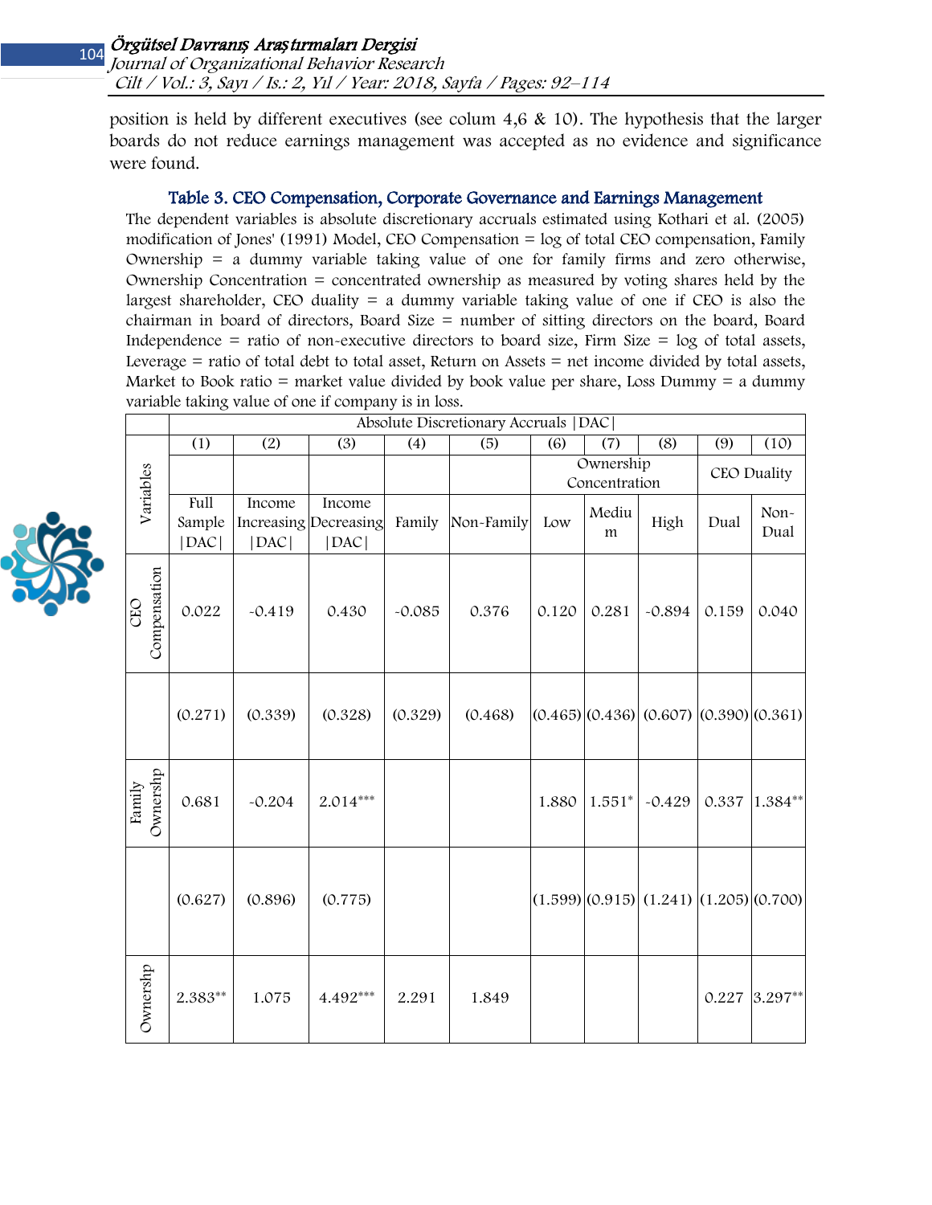position is held by different executives (see colum 4,6 & 10). The hypothesis that the larger boards do not reduce earnings management was accepted as no evidence and significance were found.

### Table 3. CEO Compensation, Corporate Governance and Earnings Management

The dependent variables is absolute discretionary accruals estimated using Kothari et al. (2005) modification of Jones' (1991) Model, CEO Compensation = log of total CEO compensation, Family Ownership = a dummy variable taking value of one for family firms and zero otherwise, Ownership Concentration = concentrated ownership as measured by voting shares held by the largest shareholder, CEO duality = a dummy variable taking value of one if CEO is also the chairman in board of directors, Board Size = number of sitting directors on the board, Board Independence = ratio of non-executive directors to board size, Firm Size = log of total assets, Leverage = ratio of total debt to total asset, Return on Assets = net income divided by total assets, Market to Book ratio = market value divided by book value per share, Loss Dummy = a dummy variable taking value of one if company is in loss.

| Variables | Absolute Discretionary Accruals \|DAC\| | | | | | | | | | |
|---|---|---|---|---|---|---|---|---|---|---|
| | (1) | (2) | (3) | (4) | (5) | (6) | (7) | (8) | (9) | (10) |
| | | | | | | Ownership Concentration | | | CEO Duality | |
| | Full Sample \|DAC\| | Income Increasing \|DAC\| | Income Decreasing \|DAC\| | Family | Non-Family | Low | Medium | High | Dual | Non-Dual |
| CEO Compensation | 0.022 | -0.419 | 0.430 | -0.085 | 0.376 | 0.120 | 0.281 | -0.894 | 0.159 | 0.040 |
| | (0.271) | (0.339) | (0.328) | (0.329) | (0.468) | (0.465) | (0.436) | (0.607) | (0.390) | (0.361) |
| Family Ownershp | 0.681 | -0.204 | 2.014*** | | | 1.880 | 1.551* | -0.429 | 0.337 | 1.384** |
| | (0.627) | (0.896) | (0.775) | | | (1.599) | (0.915) | (1.241) | (1.205) | (0.700) |
| Ownershp | 2.383** | 1.075 | 4.492*** | 2.291 | 1.849 | | | | 0.227 | 3.297** |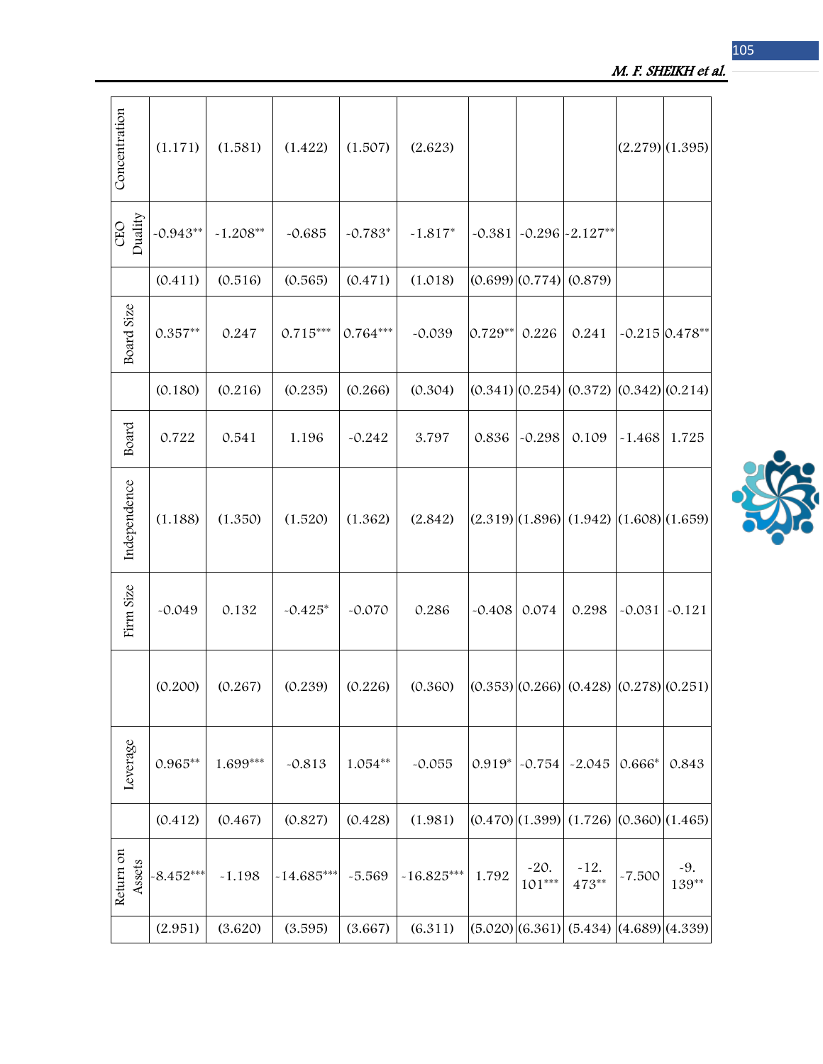| | | | | | | | | | | |
|---|---|---|---|---|---|---|---|---|---|---|
| Concentration | (1.171) | (1.581) | (1.422) | (1.507) | (2.623) | | | | (2.279) | (1.395) |
| CEO Duality | -0.943** | -1.208** | -0.685 | -0.783* | -1.817* | -0.381 | -0.296 | -2.127** | | |
| | (0.411) | (0.516) | (0.565) | (0.471) | (1.018) | (0.699) | (0.774) | (0.879) | | |
| Board Size | 0.357** | 0.247 | 0.715*** | 0.764*** | -0.039 | 0.729** | 0.226 | 0.241 | -0.215 | 0.478** |
| | (0.180) | (0.216) | (0.235) | (0.266) | (0.304) | (0.341) | (0.254) | (0.372) | (0.342) | (0.214) |
| Board Independence | 0.722 | 0.541 | 1.196 | -0.242 | 3.797 | 0.836 | -0.298 | 0.109 | -1.468 | 1.725 |
| | (1.188) | (1.350) | (1.520) | (1.362) | (2.842) | (2.319) | (1.896) | (1.942) | (1.608) | (1.659) |
| Firm Size | -0.049 | 0.132 | -0.425* | -0.070 | 0.286 | -0.408 | 0.074 | 0.298 | -0.031 | -0.121 |
| | (0.200) | (0.267) | (0.239) | (0.226) | (0.360) | (0.353) | (0.266) | (0.428) | (0.278) | (0.251) |
| Leverage | 0.965** | 1.699*** | -0.813 | 1.054** | -0.055 | 0.919* | -0.754 | -2.045 | 0.666* | 0.843 |
| | (0.412) | (0.467) | (0.827) | (0.428) | (1.981) | (0.470) | (1.399) | (1.726) | (0.360) | (1.465) |
| Return on Assets | -8.452*** | -1.198 | -14.685*** | -5.569 | -16.825*** | 1.792 | -20.101*** | -12.473** | -7.500 | -9.139** |
| | (2.951) | (3.620) | (3.595) | (3.667) | (6.311) | (5.020) | (6.361) | (5.434) | (4.689) | (4.339) |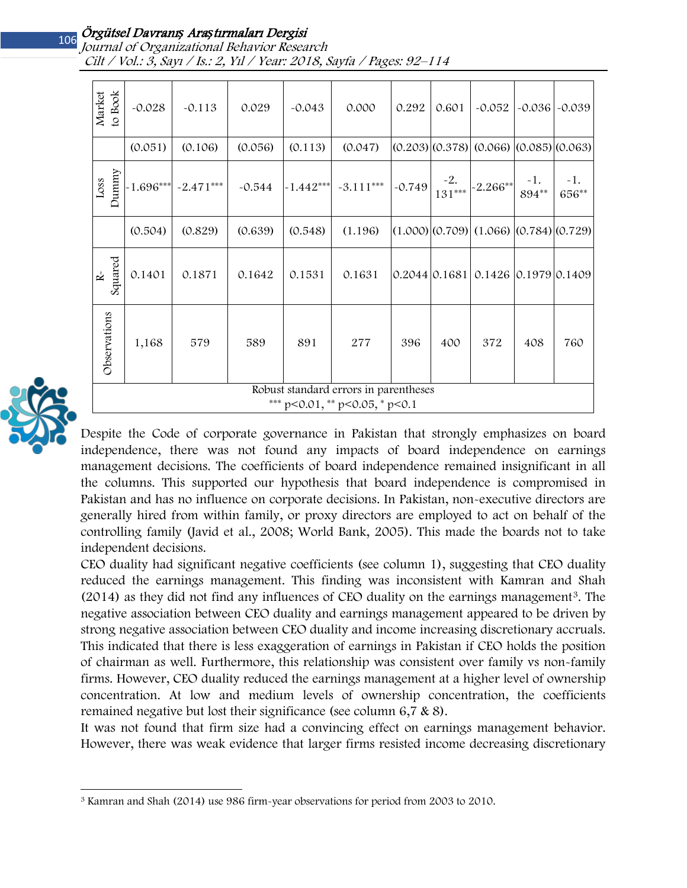| | | | | | | | | | | |
|---|---|---|---|---|---|---|---|---|---|---|
| Market to Book | -0.028 | -0.113 | 0.029 | -0.043 | 0.000 | 0.292 | 0.601 | -0.052 | -0.036 | -0.039 |
| | (0.051) | (0.106) | (0.056) | (0.113) | (0.047) | (0.203) | (0.378) | (0.066) | (0.085) | (0.063) |
| Loss Dummy | -1.696*** | -2.471*** | -0.544 | -1.442*** | -3.111*** | -0.749 | -2.131*** | -2.266** | -1.894** | -1.656** |
| | (0.504) | (0.829) | (0.639) | (0.548) | (1.196) | (1.000) | (0.709) | (1.066) | (0.784) | (0.729) |
| R-Squared | 0.1401 | 0.1871 | 0.1642 | 0.1531 | 0.1631 | 0.2044 | 0.1681 | 0.1426 | 0.1979 | 0.1409 |
| Observations | 1,168 | 579 | 589 | 891 | 277 | 396 | 400 | 372 | 408 | 760 |

Robust standard errors in parentheses
*** p<0.01, ** p<0.05, * p<0.1

Despite the Code of corporate governance in Pakistan that strongly emphasizes on board independence, there was not found any impacts of board independence on earnings management decisions. The coefficients of board independence remained insignificant in all the columns. This supported our hypothesis that board independence is compromised in Pakistan and has no influence on corporate decisions. In Pakistan, non-executive directors are generally hired from within family, or proxy directors are employed to act on behalf of the controlling family (Javid et al., 2008; World Bank, 2005). This made the boards not to take independent decisions.

CEO duality had significant negative coefficients (see column 1), suggesting that CEO duality reduced the earnings management. This finding was inconsistent with Kamran and Shah (2014) as they did not find any influences of CEO duality on the earnings management[3]. The negative association between CEO duality and earnings management appeared to be driven by strong negative association between CEO duality and income increasing discretionary accruals. This indicated that there is less exaggeration of earnings in Pakistan if CEO holds the position of chairman as well. Furthermore, this relationship was consistent over family vs non-family firms. However, CEO duality reduced the earnings management at a higher level of ownership concentration. At low and medium levels of ownership concentration, the coefficients remained negative but lost their significance (see column 6,7 & 8).

It was not found that firm size had a convincing effect on earnings management behavior. However, there was weak evidence that larger firms resisted income decreasing discretionary

[3] Kamran and Shah (2014) use 986 firm-year observations for period from 2003 to 2010.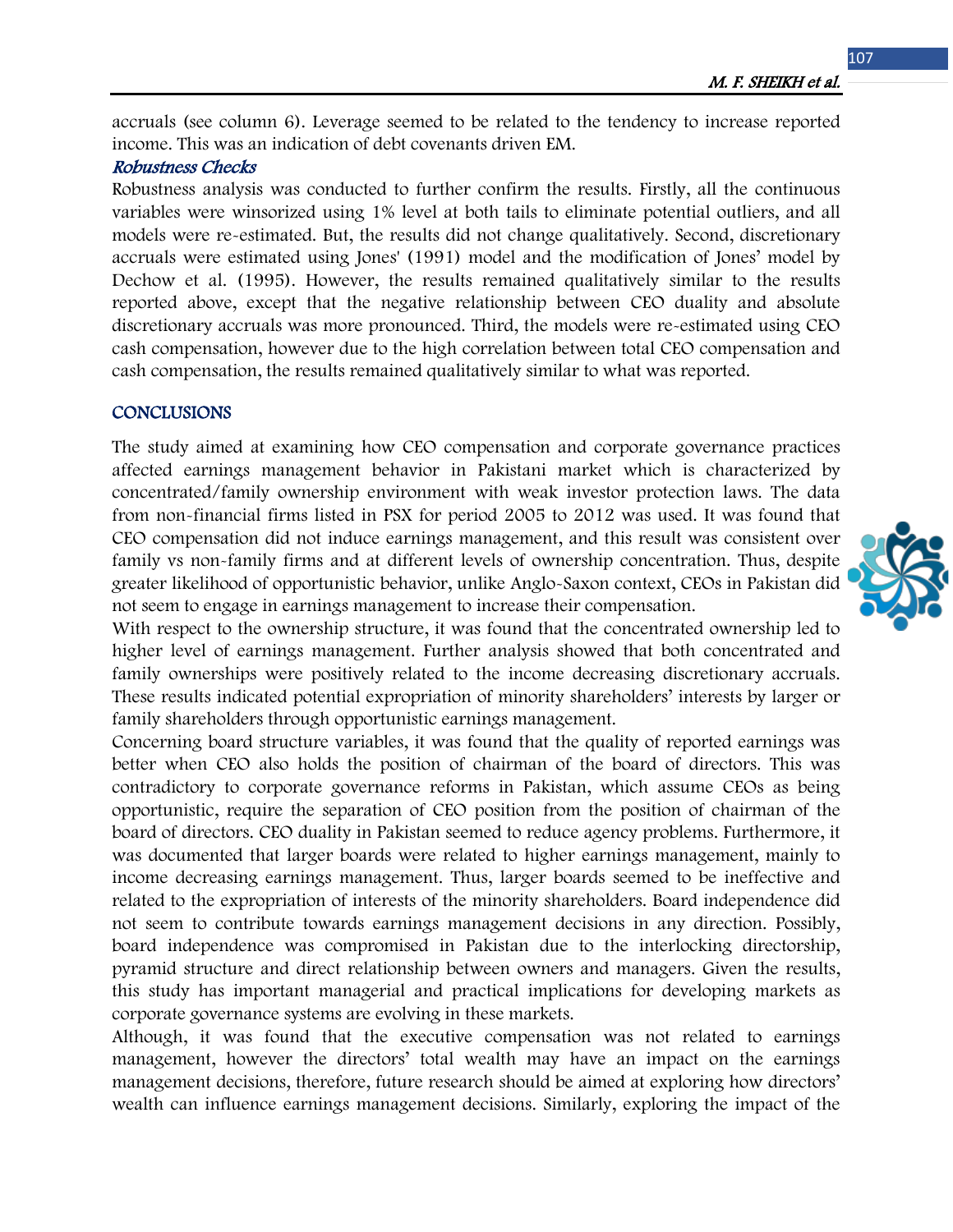accruals (see column 6). Leverage seemed to be related to the tendency to increase reported income. This was an indication of debt covenants driven EM.

### *Robustness Checks*

Robustness analysis was conducted to further confirm the results. Firstly, all the continuous variables were winsorized using 1% level at both tails to eliminate potential outliers, and all models were re-estimated. But, the results did not change qualitatively. Second, discretionary accruals were estimated using Jones' (1991) model and the modification of Jones' model by Dechow et al. (1995). However, the results remained qualitatively similar to the results reported above, except that the negative relationship between CEO duality and absolute discretionary accruals was more pronounced. Third, the models were re-estimated using CEO cash compensation, however due to the high correlation between total CEO compensation and cash compensation, the results remained qualitatively similar to what was reported.

## CONCLUSIONS

The study aimed at examining how CEO compensation and corporate governance practices affected earnings management behavior in Pakistani market which is characterized by concentrated/family ownership environment with weak investor protection laws. The data from non-financial firms listed in PSX for period 2005 to 2012 was used. It was found that CEO compensation did not induce earnings management, and this result was consistent over family vs non-family firms and at different levels of ownership concentration. Thus, despite greater likelihood of opportunistic behavior, unlike Anglo-Saxon context, CEOs in Pakistan did not seem to engage in earnings management to increase their compensation.

With respect to the ownership structure, it was found that the concentrated ownership led to higher level of earnings management. Further analysis showed that both concentrated and family ownerships were positively related to the income decreasing discretionary accruals. These results indicated potential expropriation of minority shareholders' interests by larger or family shareholders through opportunistic earnings management.

Concerning board structure variables, it was found that the quality of reported earnings was better when CEO also holds the position of chairman of the board of directors. This was contradictory to corporate governance reforms in Pakistan, which assume CEOs as being opportunistic, require the separation of CEO position from the position of chairman of the board of directors. CEO duality in Pakistan seemed to reduce agency problems. Furthermore, it was documented that larger boards were related to higher earnings management, mainly to income decreasing earnings management. Thus, larger boards seemed to be ineffective and related to the expropriation of interests of the minority shareholders. Board independence did not seem to contribute towards earnings management decisions in any direction. Possibly, board independence was compromised in Pakistan due to the interlocking directorship, pyramid structure and direct relationship between owners and managers. Given the results, this study has important managerial and practical implications for developing markets as corporate governance systems are evolving in these markets.

Although, it was found that the executive compensation was not related to earnings management, however the directors' total wealth may have an impact on the earnings management decisions, therefore, future research should be aimed at exploring how directors' wealth can influence earnings management decisions. Similarly, exploring the impact of the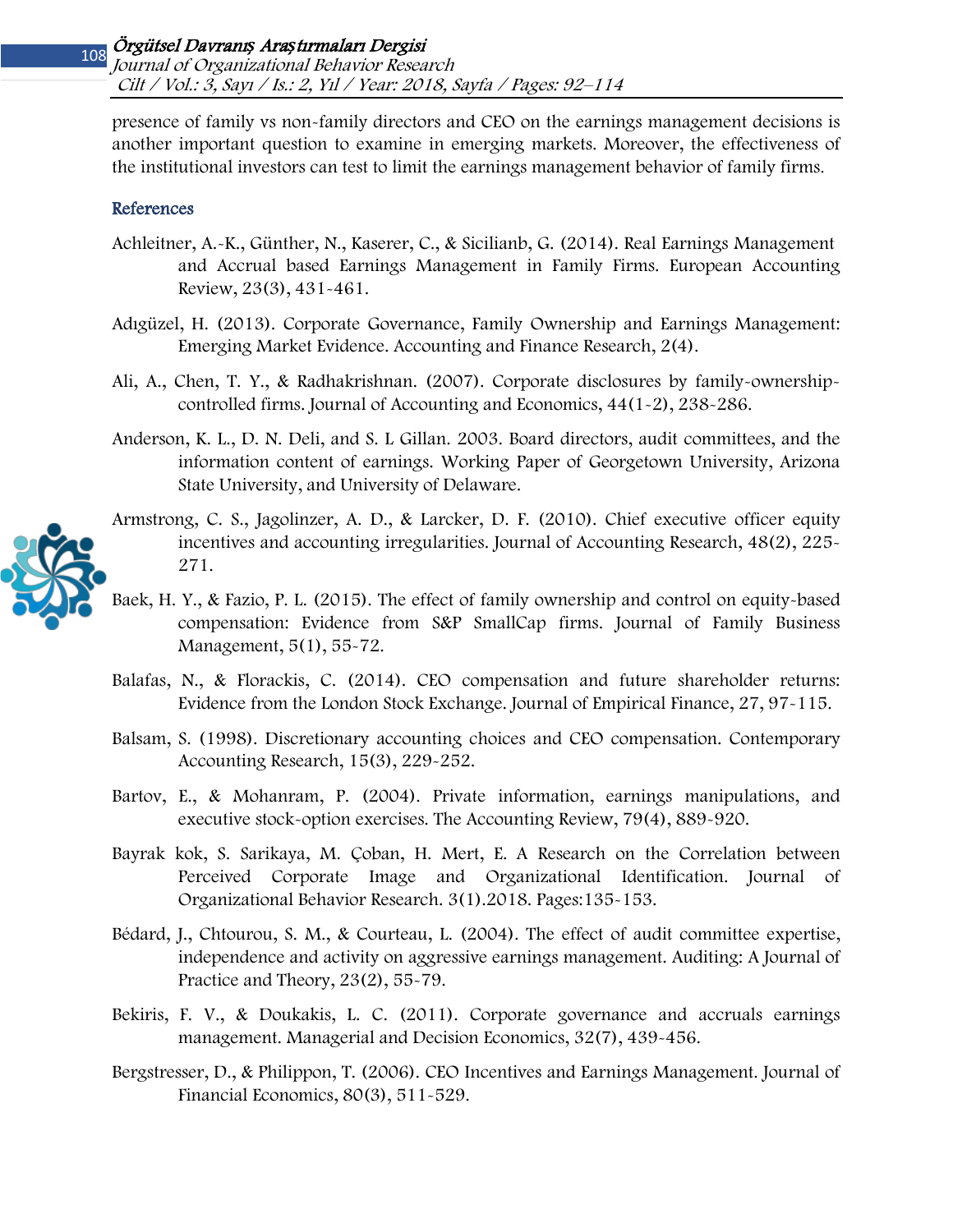presence of family vs non-family directors and CEO on the earnings management decisions is another important question to examine in emerging markets. Moreover, the effectiveness of the institutional investors can test to limit the earnings management behavior of family firms.

## References

Achleitner, A.-K., Günther, N., Kaserer, C., & Sicilianb, G. (2014). Real Earnings Management and Accrual based Earnings Management in Family Firms. European Accounting Review, 23(3), 431-461.

Adıgüzel, H. (2013). Corporate Governance, Family Ownership and Earnings Management: Emerging Market Evidence. Accounting and Finance Research, 2(4).

Ali, A., Chen, T. Y., & Radhakrishnan. (2007). Corporate disclosures by family-ownership-controlled firms. Journal of Accounting and Economics, 44(1-2), 238-286.

Anderson, K. L., D. N. Deli, and S. L Gillan. 2003. Board directors, audit committees, and the information content of earnings. Working Paper of Georgetown University, Arizona State University, and University of Delaware.

Armstrong, C. S., Jagolinzer, A. D., & Larcker, D. F. (2010). Chief executive officer equity incentives and accounting irregularities. Journal of Accounting Research, 48(2), 225-271.

Baek, H. Y., & Fazio, P. L. (2015). The effect of family ownership and control on equity-based compensation: Evidence from S&P SmallCap firms. Journal of Family Business Management, 5(1), 55-72.

Balafas, N., & Florackis, C. (2014). CEO compensation and future shareholder returns: Evidence from the London Stock Exchange. Journal of Empirical Finance, 27, 97-115.

Balsam, S. (1998). Discretionary accounting choices and CEO compensation. Contemporary Accounting Research, 15(3), 229-252.

Bartov, E., & Mohanram, P. (2004). Private information, earnings manipulations, and executive stock-option exercises. The Accounting Review, 79(4), 889-920.

Bayrak kok, S. Sarikaya, M. Çoban, H. Mert, E. A Research on the Correlation between Perceived Corporate Image and Organizational Identification. Journal of Organizational Behavior Research. 3(1).2018. Pages:135-153.

Bédard, J., Chtourou, S. M., & Courteau, L. (2004). The effect of audit committee expertise, independence and activity on aggressive earnings management. Auditing: A Journal of Practice and Theory, 23(2), 55-79.

Bekiris, F. V., & Doukakis, L. C. (2011). Corporate governance and accruals earnings management. Managerial and Decision Economics, 32(7), 439-456.

Bergstresser, D., & Philippon, T. (2006). CEO Incentives and Earnings Management. Journal of Financial Economics, 80(3), 511-529.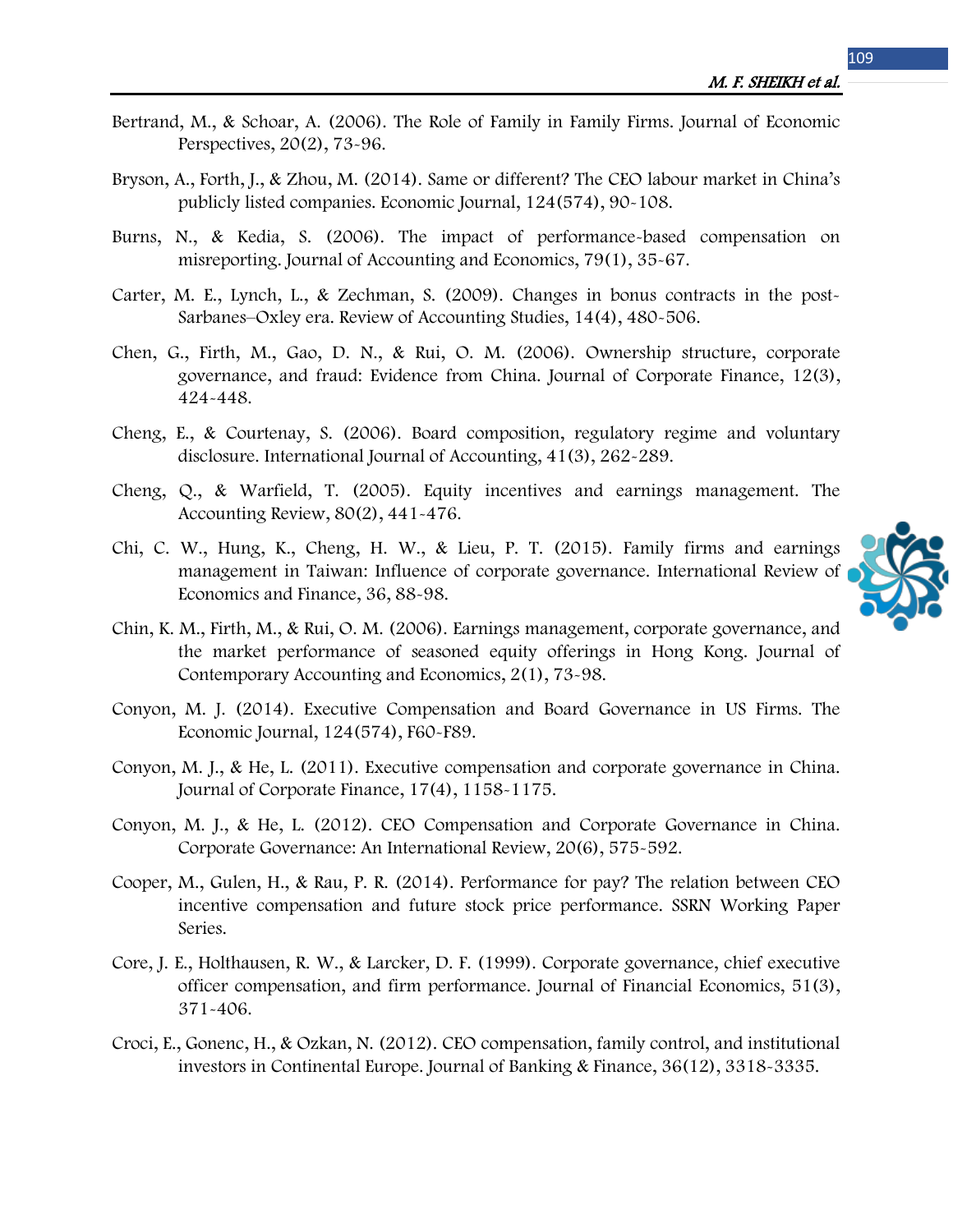Bertrand, M., & Schoar, A. (2006). The Role of Family in Family Firms. Journal of Economic Perspectives, 20(2), 73-96.

Bryson, A., Forth, J., & Zhou, M. (2014). Same or different? The CEO labour market in China's publicly listed companies. Economic Journal, 124(574), 90-108.

Burns, N., & Kedia, S. (2006). The impact of performance-based compensation on misreporting. Journal of Accounting and Economics, 79(1), 35-67.

Carter, M. E., Lynch, L., & Zechman, S. (2009). Changes in bonus contracts in the post-Sarbanes–Oxley era. Review of Accounting Studies, 14(4), 480-506.

Chen, G., Firth, M., Gao, D. N., & Rui, O. M. (2006). Ownership structure, corporate governance, and fraud: Evidence from China. Journal of Corporate Finance, 12(3), 424-448.

Cheng, E., & Courtenay, S. (2006). Board composition, regulatory regime and voluntary disclosure. International Journal of Accounting, 41(3), 262-289.

Cheng, Q., & Warfield, T. (2005). Equity incentives and earnings management. The Accounting Review, 80(2), 441-476.

Chi, C. W., Hung, K., Cheng, H. W., & Lieu, P. T. (2015). Family firms and earnings management in Taiwan: Influence of corporate governance. International Review of Economics and Finance, 36, 88-98.

Chin, K. M., Firth, M., & Rui, O. M. (2006). Earnings management, corporate governance, and the market performance of seasoned equity offerings in Hong Kong. Journal of Contemporary Accounting and Economics, 2(1), 73-98.

Conyon, M. J. (2014). Executive Compensation and Board Governance in US Firms. The Economic Journal, 124(574), F60-F89.

Conyon, M. J., & He, L. (2011). Executive compensation and corporate governance in China. Journal of Corporate Finance, 17(4), 1158-1175.

Conyon, M. J., & He, L. (2012). CEO Compensation and Corporate Governance in China. Corporate Governance: An International Review, 20(6), 575-592.

Cooper, M., Gulen, H., & Rau, P. R. (2014). Performance for pay? The relation between CEO incentive compensation and future stock price performance. SSRN Working Paper Series.

Core, J. E., Holthausen, R. W., & Larcker, D. F. (1999). Corporate governance, chief executive officer compensation, and firm performance. Journal of Financial Economics, 51(3), 371-406.

Croci, E., Gonenc, H., & Ozkan, N. (2012). CEO compensation, family control, and institutional investors in Continental Europe. Journal of Banking & Finance, 36(12), 3318-3335.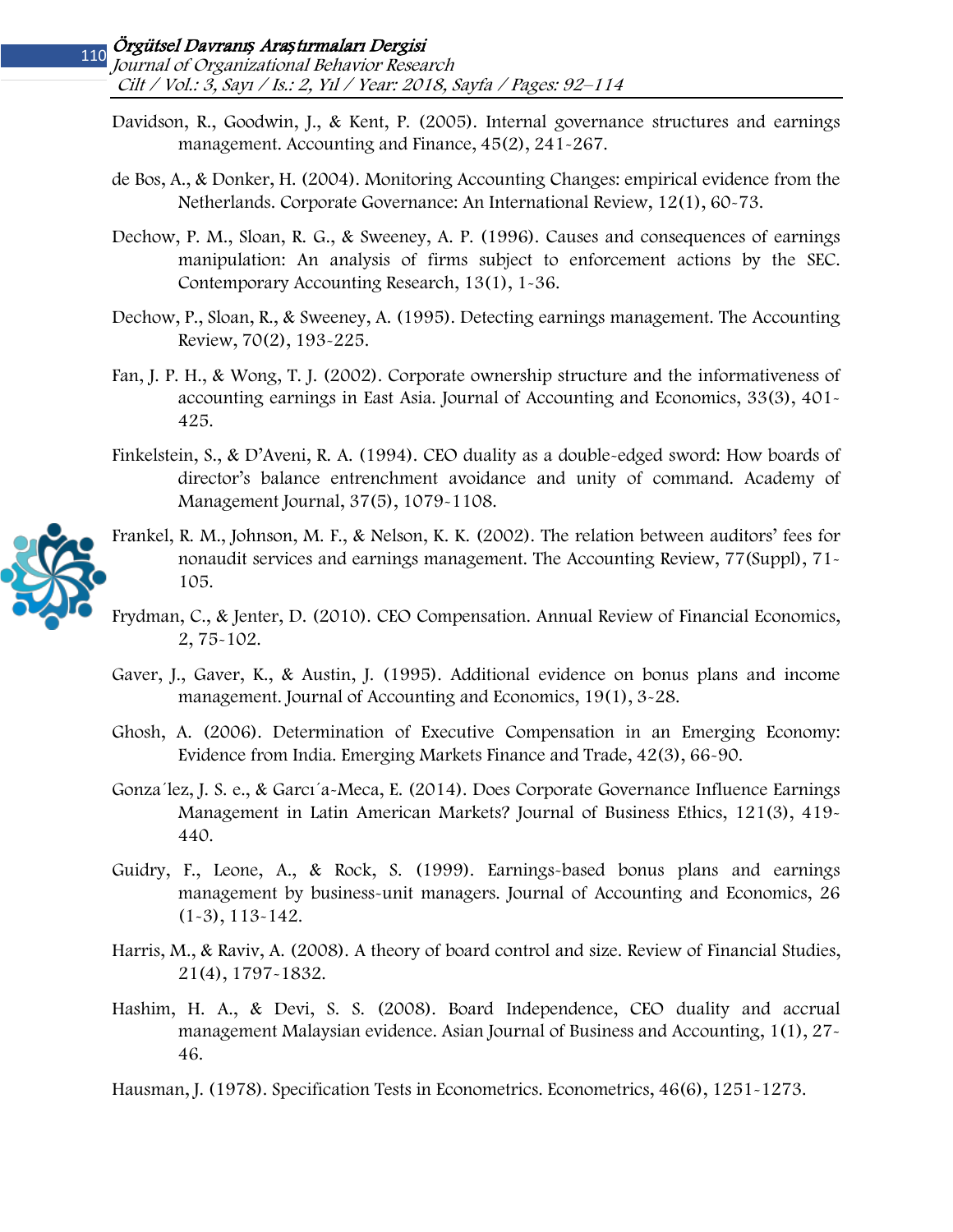Davidson, R., Goodwin, J., & Kent, P. (2005). Internal governance structures and earnings management. Accounting and Finance, 45(2), 241-267.

de Bos, A., & Donker, H. (2004). Monitoring Accounting Changes: empirical evidence from the Netherlands. Corporate Governance: An International Review, 12(1), 60-73.

Dechow, P. M., Sloan, R. G., & Sweeney, A. P. (1996). Causes and consequences of earnings manipulation: An analysis of firms subject to enforcement actions by the SEC. Contemporary Accounting Research, 13(1), 1-36.

Dechow, P., Sloan, R., & Sweeney, A. (1995). Detecting earnings management. The Accounting Review, 70(2), 193-225.

Fan, J. P. H., & Wong, T. J. (2002). Corporate ownership structure and the informativeness of accounting earnings in East Asia. Journal of Accounting and Economics, 33(3), 401-425.

Finkelstein, S., & D'Aveni, R. A. (1994). CEO duality as a double-edged sword: How boards of director's balance entrenchment avoidance and unity of command. Academy of Management Journal, 37(5), 1079-1108.

Frankel, R. M., Johnson, M. F., & Nelson, K. K. (2002). The relation between auditors' fees for nonaudit services and earnings management. The Accounting Review, 77(Suppl), 71-105.

Frydman, C., & Jenter, D. (2010). CEO Compensation. Annual Review of Financial Economics, 2, 75-102.

Gaver, J., Gaver, K., & Austin, J. (1995). Additional evidence on bonus plans and income management. Journal of Accounting and Economics, 19(1), 3-28.

Ghosh, A. (2006). Determination of Executive Compensation in an Emerging Economy: Evidence from India. Emerging Markets Finance and Trade, 42(3), 66-90.

Gonza´lez, J. S. e., & Garcı´a-Meca, E. (2014). Does Corporate Governance Influence Earnings Management in Latin American Markets? Journal of Business Ethics, 121(3), 419-440.

Guidry, F., Leone, A., & Rock, S. (1999). Earnings-based bonus plans and earnings management by business-unit managers. Journal of Accounting and Economics, 26 (1-3), 113-142.

Harris, M., & Raviv, A. (2008). A theory of board control and size. Review of Financial Studies, 21(4), 1797-1832.

Hashim, H. A., & Devi, S. S. (2008). Board Independence, CEO duality and accrual management Malaysian evidence. Asian Journal of Business and Accounting, 1(1), 27-46.

Hausman, J. (1978). Specification Tests in Econometrics. Econometrics, 46(6), 1251-1273.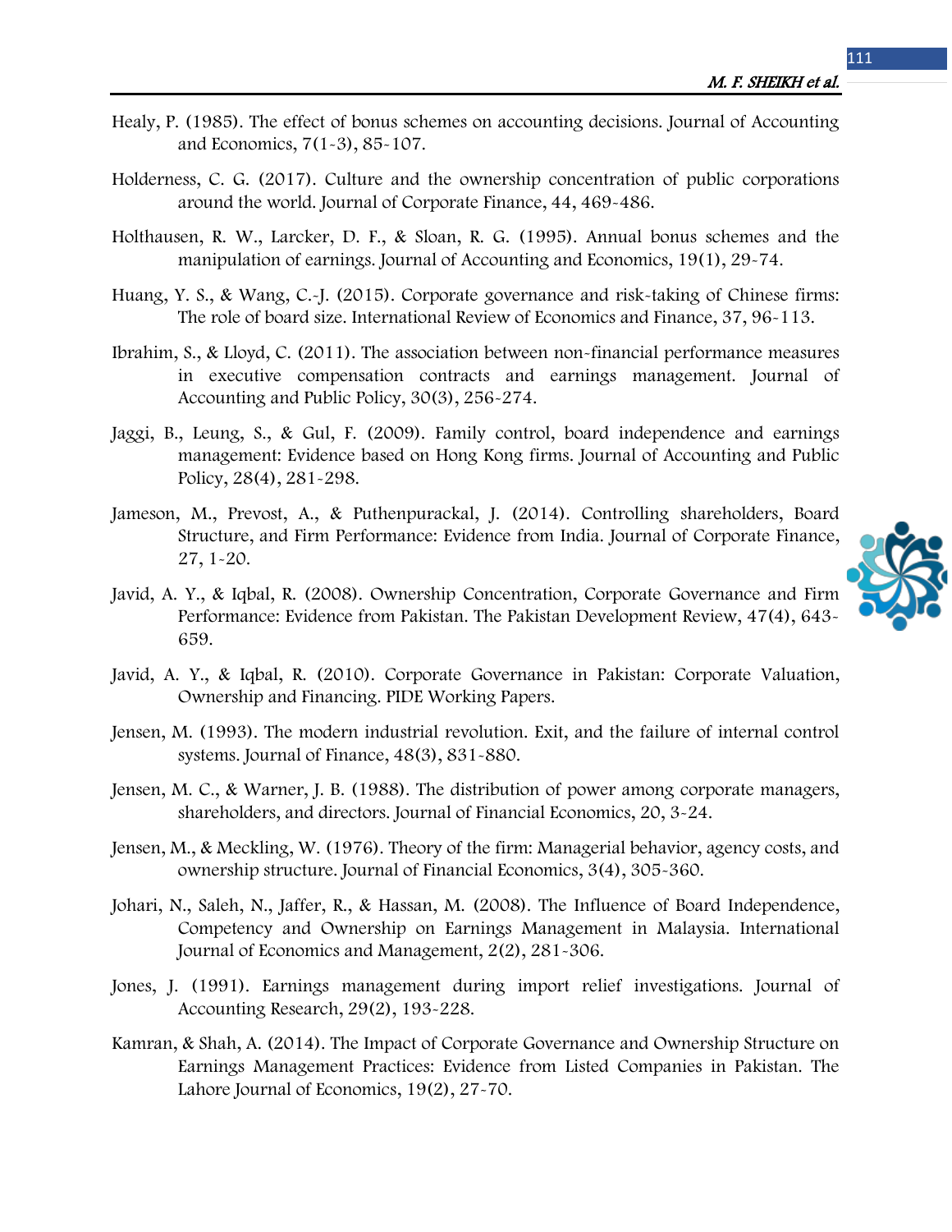Healy, P. (1985). The effect of bonus schemes on accounting decisions. Journal of Accounting and Economics, 7(1-3), 85-107.

Holderness, C. G. (2017). Culture and the ownership concentration of public corporations around the world. Journal of Corporate Finance, 44, 469-486.

Holthausen, R. W., Larcker, D. F., & Sloan, R. G. (1995). Annual bonus schemes and the manipulation of earnings. Journal of Accounting and Economics, 19(1), 29-74.

Huang, Y. S., & Wang, C.-J. (2015). Corporate governance and risk-taking of Chinese firms: The role of board size. International Review of Economics and Finance, 37, 96-113.

Ibrahim, S., & Lloyd, C. (2011). The association between non-financial performance measures in executive compensation contracts and earnings management. Journal of Accounting and Public Policy, 30(3), 256-274.

Jaggi, B., Leung, S., & Gul, F. (2009). Family control, board independence and earnings management: Evidence based on Hong Kong firms. Journal of Accounting and Public Policy, 28(4), 281-298.

Jameson, M., Prevost, A., & Puthenpurackal, J. (2014). Controlling shareholders, Board Structure, and Firm Performance: Evidence from India. Journal of Corporate Finance, 27, 1-20.

Javid, A. Y., & Iqbal, R. (2008). Ownership Concentration, Corporate Governance and Firm Performance: Evidence from Pakistan. The Pakistan Development Review, 47(4), 643-659.

Javid, A. Y., & Iqbal, R. (2010). Corporate Governance in Pakistan: Corporate Valuation, Ownership and Financing. PIDE Working Papers.

Jensen, M. (1993). The modern industrial revolution. Exit, and the failure of internal control systems. Journal of Finance, 48(3), 831-880.

Jensen, M. C., & Warner, J. B. (1988). The distribution of power among corporate managers, shareholders, and directors. Journal of Financial Economics, 20, 3-24.

Jensen, M., & Meckling, W. (1976). Theory of the firm: Managerial behavior, agency costs, and ownership structure. Journal of Financial Economics, 3(4), 305-360.

Johari, N., Saleh, N., Jaffer, R., & Hassan, M. (2008). The Influence of Board Independence, Competency and Ownership on Earnings Management in Malaysia. International Journal of Economics and Management, 2(2), 281-306.

Jones, J. (1991). Earnings management during import relief investigations. Journal of Accounting Research, 29(2), 193-228.

Kamran, & Shah, A. (2014). The Impact of Corporate Governance and Ownership Structure on Earnings Management Practices: Evidence from Listed Companies in Pakistan. The Lahore Journal of Economics, 19(2), 27-70.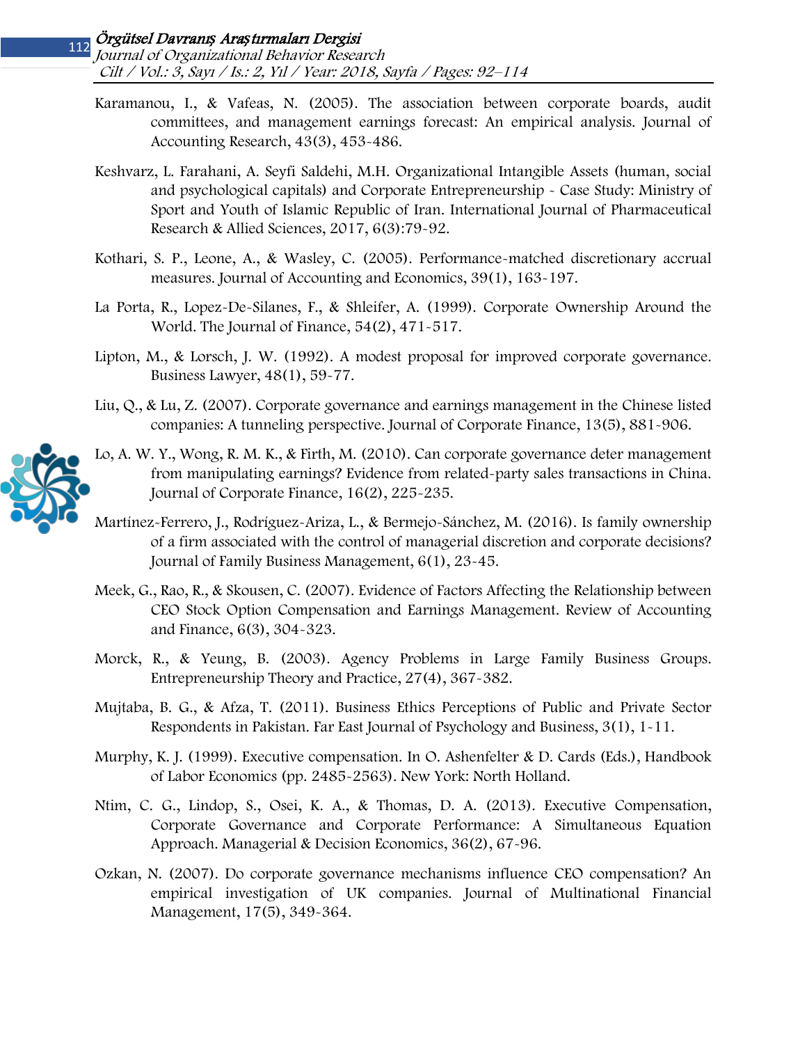Karamanou, I., & Vafeas, N. (2005). The association between corporate boards, audit committees, and management earnings forecast: An empirical analysis. Journal of Accounting Research, 43(3), 453-486.

Keshvarz, L. Farahani, A. Seyfi Saldehi, M.H. Organizational Intangible Assets (human, social and psychological capitals) and Corporate Entrepreneurship - Case Study: Ministry of Sport and Youth of Islamic Republic of Iran. International Journal of Pharmaceutical Research & Allied Sciences, 2017, 6(3):79-92.

Kothari, S. P., Leone, A., & Wasley, C. (2005). Performance-matched discretionary accrual measures. Journal of Accounting and Economics, 39(1), 163-197.

La Porta, R., Lopez-De-Silanes, F., & Shleifer, A. (1999). Corporate Ownership Around the World. The Journal of Finance, 54(2), 471-517.

Lipton, M., & Lorsch, J. W. (1992). A modest proposal for improved corporate governance. Business Lawyer, 48(1), 59-77.

Liu, Q., & Lu, Z. (2007). Corporate governance and earnings management in the Chinese listed companies: A tunneling perspective. Journal of Corporate Finance, 13(5), 881-906.

Lo, A. W. Y., Wong, R. M. K., & Firth, M. (2010). Can corporate governance deter management from manipulating earnings? Evidence from related-party sales transactions in China. Journal of Corporate Finance, 16(2), 225-235.

Martínez-Ferrero, J., Rodríguez-Ariza, L., & Bermejo-Sánchez, M. (2016). Is family ownership of a firm associated with the control of managerial discretion and corporate decisions? Journal of Family Business Management, 6(1), 23-45.

Meek, G., Rao, R., & Skousen, C. (2007). Evidence of Factors Affecting the Relationship between CEO Stock Option Compensation and Earnings Management. Review of Accounting and Finance, 6(3), 304-323.

Morck, R., & Yeung, B. (2003). Agency Problems in Large Family Business Groups. Entrepreneurship Theory and Practice, 27(4), 367-382.

Mujtaba, B. G., & Afza, T. (2011). Business Ethics Perceptions of Public and Private Sector Respondents in Pakistan. Far East Journal of Psychology and Business, 3(1), 1-11.

Murphy, K. J. (1999). Executive compensation. In O. Ashenfelter & D. Cards (Eds.), Handbook of Labor Economics (pp. 2485-2563). New York: North Holland.

Ntim, C. G., Lindop, S., Osei, K. A., & Thomas, D. A. (2013). Executive Compensation, Corporate Governance and Corporate Performance: A Simultaneous Equation Approach. Managerial & Decision Economics, 36(2), 67-96.

Ozkan, N. (2007). Do corporate governance mechanisms influence CEO compensation? An empirical investigation of UK companies. Journal of Multinational Financial Management, 17(5), 349-364.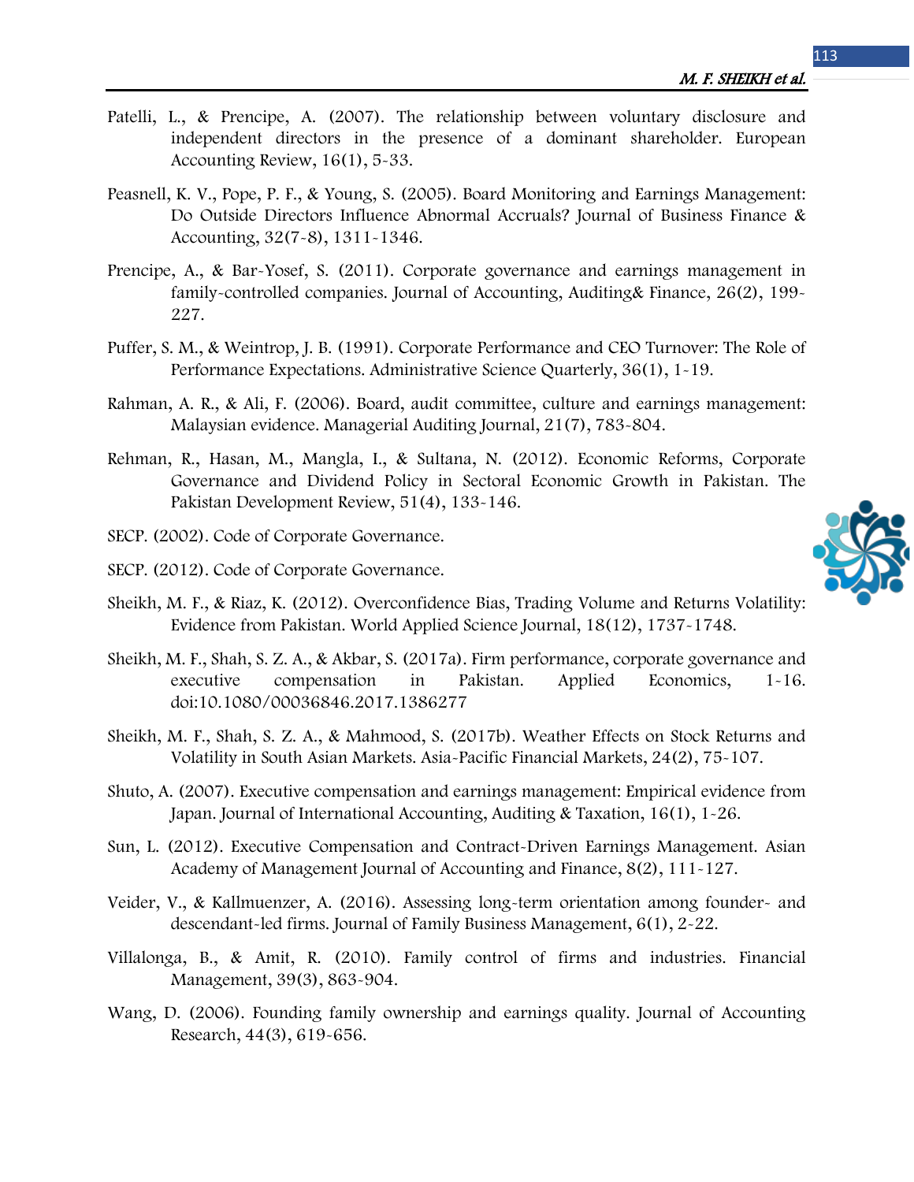Patelli, L., & Prencipe, A. (2007). The relationship between voluntary disclosure and independent directors in the presence of a dominant shareholder. European Accounting Review, 16(1), 5-33.

Peasnell, K. V., Pope, P. F., & Young, S. (2005). Board Monitoring and Earnings Management: Do Outside Directors Influence Abnormal Accruals? Journal of Business Finance & Accounting, 32(7-8), 1311-1346.

Prencipe, A., & Bar-Yosef, S. (2011). Corporate governance and earnings management in family-controlled companies. Journal of Accounting, Auditing& Finance, 26(2), 199-227.

Puffer, S. M., & Weintrop, J. B. (1991). Corporate Performance and CEO Turnover: The Role of Performance Expectations. Administrative Science Quarterly, 36(1), 1-19.

Rahman, A. R., & Ali, F. (2006). Board, audit committee, culture and earnings management: Malaysian evidence. Managerial Auditing Journal, 21(7), 783-804.

Rehman, R., Hasan, M., Mangla, I., & Sultana, N. (2012). Economic Reforms, Corporate Governance and Dividend Policy in Sectoral Economic Growth in Pakistan. The Pakistan Development Review, 51(4), 133-146.

SECP. (2002). Code of Corporate Governance.

SECP. (2012). Code of Corporate Governance.

Sheikh, M. F., & Riaz, K. (2012). Overconfidence Bias, Trading Volume and Returns Volatility: Evidence from Pakistan. World Applied Science Journal, 18(12), 1737-1748.

Sheikh, M. F., Shah, S. Z. A., & Akbar, S. (2017a). Firm performance, corporate governance and executive compensation in Pakistan. Applied Economics, 1-16. doi:10.1080/00036846.2017.1386277

Sheikh, M. F., Shah, S. Z. A., & Mahmood, S. (2017b). Weather Effects on Stock Returns and Volatility in South Asian Markets. Asia-Pacific Financial Markets, 24(2), 75-107.

Shuto, A. (2007). Executive compensation and earnings management: Empirical evidence from Japan. Journal of International Accounting, Auditing & Taxation, 16(1), 1-26.

Sun, L. (2012). Executive Compensation and Contract-Driven Earnings Management. Asian Academy of Management Journal of Accounting and Finance, 8(2), 111-127.

Veider, V., & Kallmuenzer, A. (2016). Assessing long-term orientation among founder- and descendant-led firms. Journal of Family Business Management, 6(1), 2-22.

Villalonga, B., & Amit, R. (2010). Family control of firms and industries. Financial Management, 39(3), 863-904.

Wang, D. (2006). Founding family ownership and earnings quality. Journal of Accounting Research, 44(3), 619-656.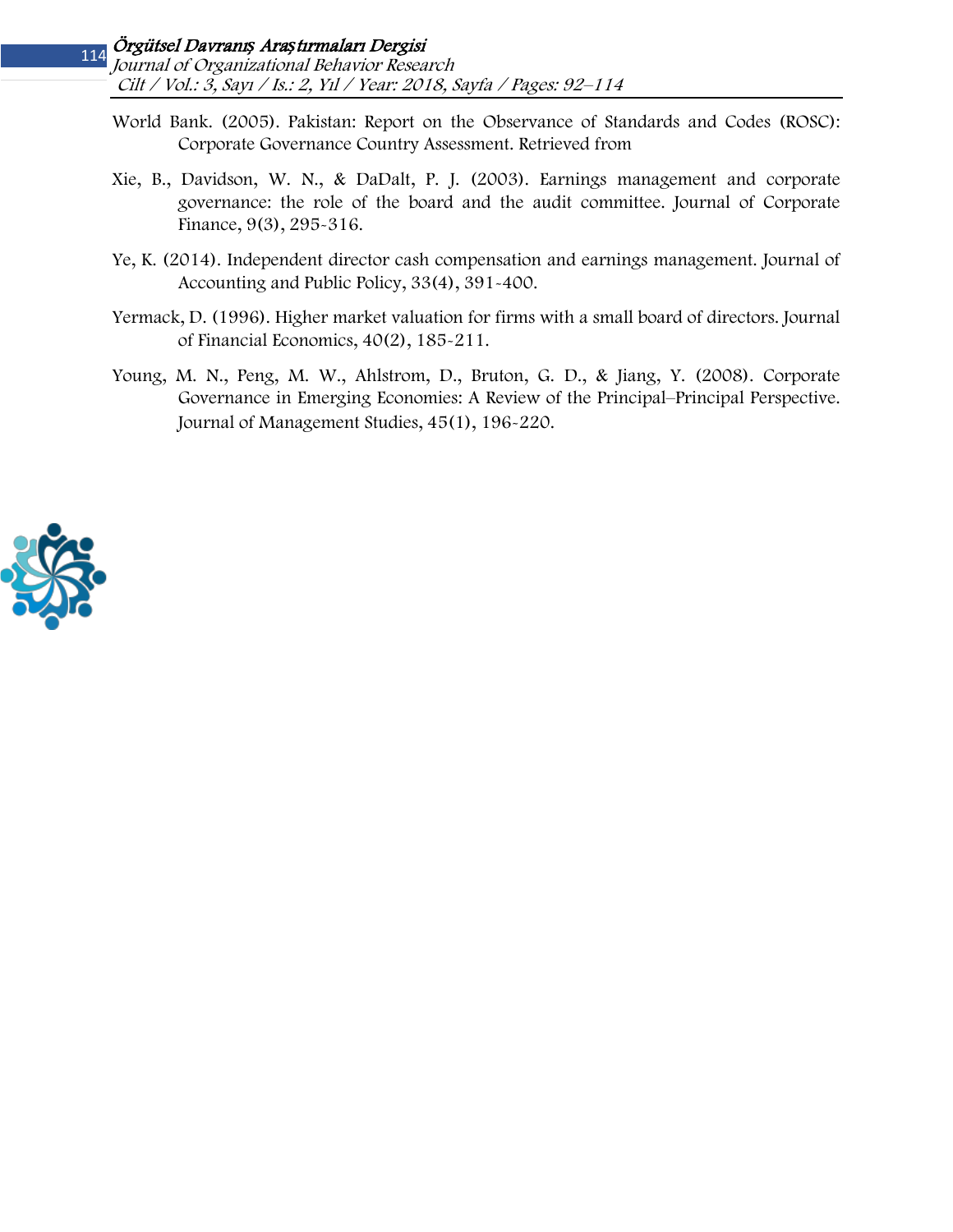World Bank. (2005). Pakistan: Report on the Observance of Standards and Codes (ROSC): Corporate Governance Country Assessment. Retrieved from

Xie, B., Davidson, W. N., & DaDalt, P. J. (2003). Earnings management and corporate governance: the role of the board and the audit committee. Journal of Corporate Finance, 9(3), 295-316.

Ye, K. (2014). Independent director cash compensation and earnings management. Journal of Accounting and Public Policy, 33(4), 391-400.

Yermack, D. (1996). Higher market valuation for firms with a small board of directors. Journal of Financial Economics, 40(2), 185-211.

Young, M. N., Peng, M. W., Ahlstrom, D., Bruton, G. D., & Jiang, Y. (2008). Corporate Governance in Emerging Economies: A Review of the Principal–Principal Perspective. Journal of Management Studies, 45(1), 196-220.